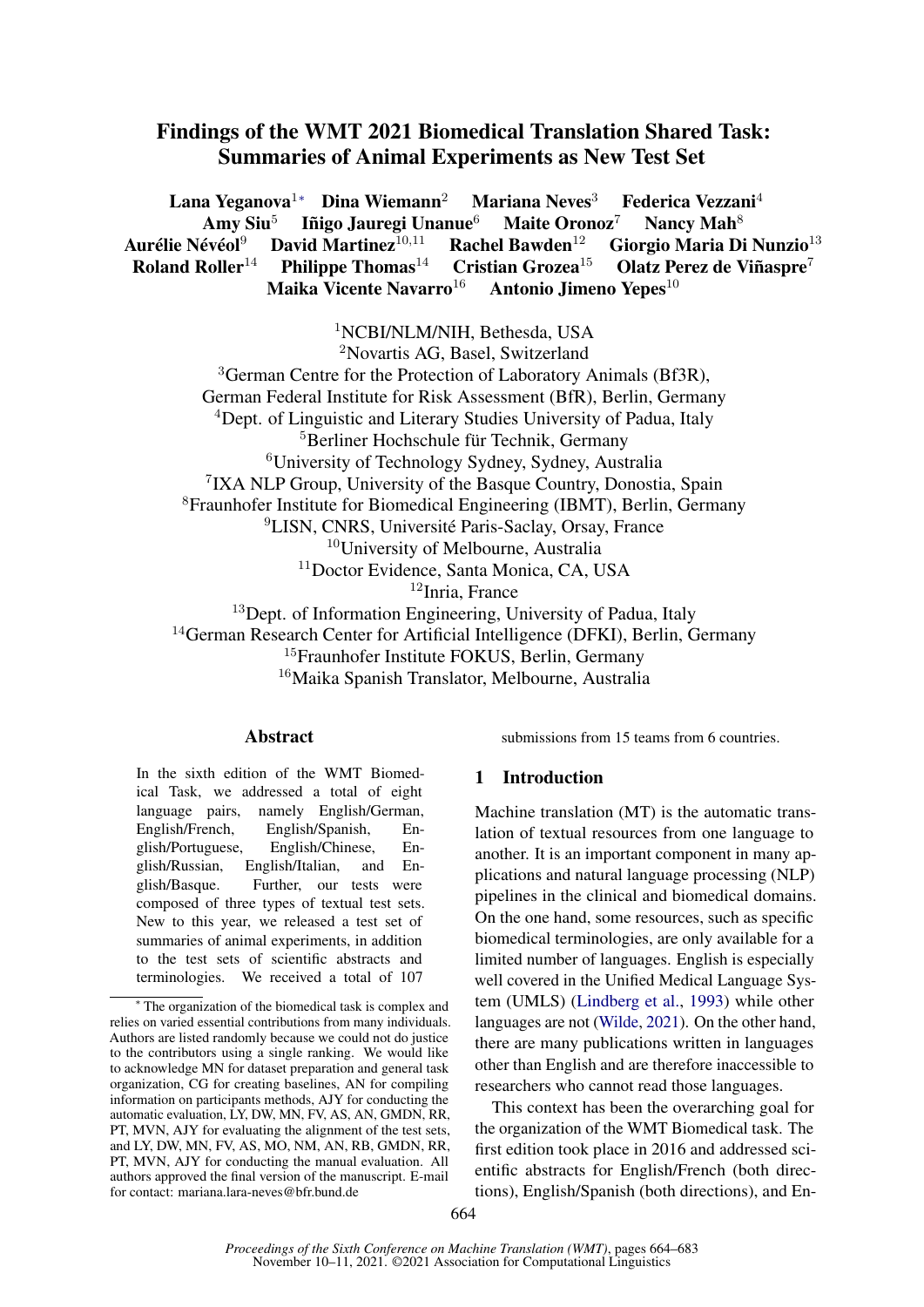# Findings of the WMT 2021 Biomedical Translation Shared Task: Summaries of Animal Experiments as New Test Set

**Lana Yeganova**[1*] **Dina Wiemann**[2] **Mariana Neves**[3] **Federica Vezzani**[4] **Amy Siu**[5] **Iñigo Jauregi Unanue**[6] **Maite Oronoz**[7] **Nancy Mah**[8] **Aurélie Névéol**[9] **David Martinez**[10,11] **Rachel Bawden**[12] **Giorgio Maria Di Nunzio**[13] **Roland Roller**[14] **Philippe Thomas**[14] **Cristian Grozea**[15] **Olatz Perez de Viñaspre**[7] **Maika Vicente Navarro**[16] **Antonio Jimeno Yepes**[10]

[1]NCBI/NLM/NIH, Bethesda, USA
[2]Novartis AG, Basel, Switzerland
[3]German Centre for the Protection of Laboratory Animals (Bf3R), German Federal Institute for Risk Assessment (BfR), Berlin, Germany
[4]Dept. of Linguistic and Literary Studies University of Padua, Italy
[5]Berliner Hochschule für Technik, Germany
[6]University of Technology Sydney, Sydney, Australia
[7]IXA NLP Group, University of the Basque Country, Donostia, Spain
[8]Fraunhofer Institute for Biomedical Engineering (IBMT), Berlin, Germany
[9]LISN, CNRS, Université Paris-Saclay, Orsay, France
[10]University of Melbourne, Australia
[11]Doctor Evidence, Santa Monica, CA, USA
[12]Inria, France
[13]Dept. of Information Engineering, University of Padua, Italy
[14]German Research Center for Artificial Intelligence (DFKI), Berlin, Germany
[15]Fraunhofer Institute FOKUS, Berlin, Germany
[16]Maika Spanish Translator, Melbourne, Australia

## Abstract

In the sixth edition of the WMT Biomedical Task, we addressed a total of eight language pairs, namely English/German, English/French, English/Spanish, English/Portuguese, English/Chinese, English/Russian, English/Italian, and English/Basque. Further, our tests were composed of three types of textual test sets. New to this year, we released a test set of summaries of animal experiments, in addition to the test sets of scientific abstracts and terminologies. We received a total of 107 submissions from 15 teams from 6 countries.

## 1 Introduction

Machine translation (MT) is the automatic translation of textual resources from one language to another. It is an important component in many applications and natural language processing (NLP) pipelines in the clinical and biomedical domains. On the one hand, some resources, such as specific biomedical terminologies, are only available for a limited number of languages. English is especially well covered in the Unified Medical Language System (UMLS) (Lindberg et al., 1993) while other languages are not (Wilde, 2021). On the other hand, there are many publications written in languages other than English and are therefore inaccessible to researchers who cannot read those languages.

This context has been the overarching goal for the organization of the WMT Biomedical task. The first edition took place in 2016 and addressed scientific abstracts for English/French (both directions), English/Spanish (both directions), and En-

* The organization of the biomedical task is complex and relies on varied essential contributions from many individuals. Authors are listed randomly because we could not do justice to the contributors using a single ranking. We would like to acknowledge MN for dataset preparation and general task organization, CG for creating baselines, AN for compiling information on participants methods, AJY for conducting the automatic evaluation, LY, DW, MN, FV, AS, AN, GMDN, RR, PT, MVN, AJY for evaluating the alignment of the test sets, and LY, DW, MN, FV, AS, MO, NM, AN, RB, GMDN, RR, PT, MVN, AJY for conducting the manual evaluation. All authors approved the final version of the manuscript. E-mail for contact: mariana.lara-neves@bfr.bund.de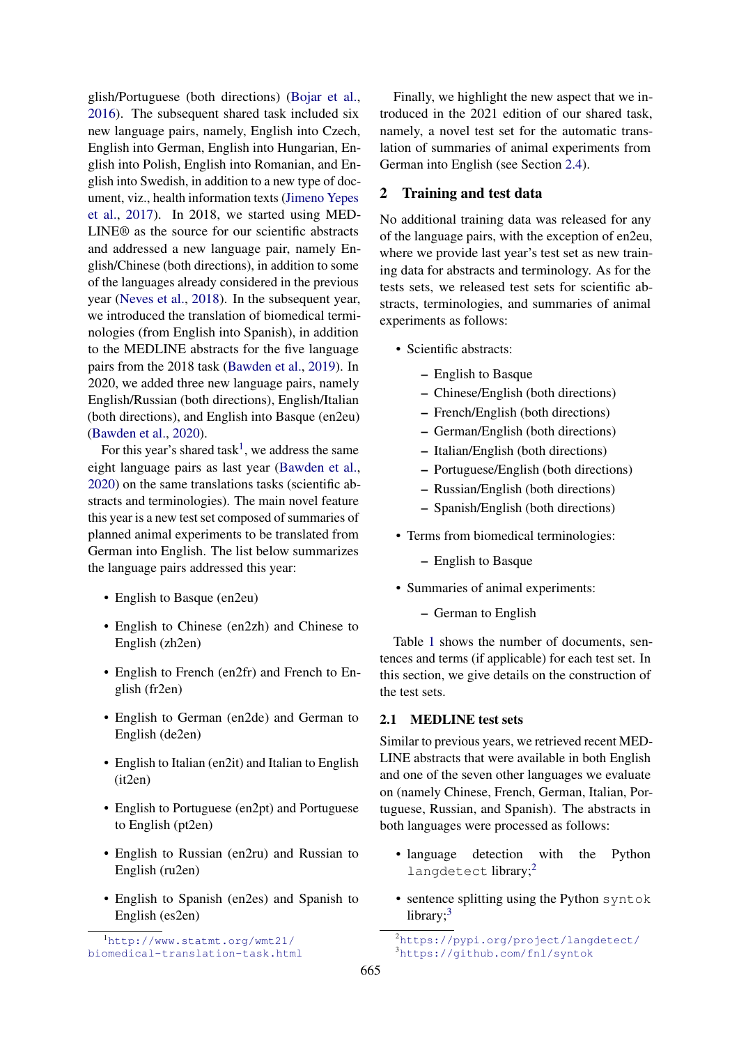glish/Portuguese (both directions) (Bojar et al., 2016). The subsequent shared task included six new language pairs, namely, English into Czech, English into German, English into Hungarian, English into Polish, English into Romanian, and English into Swedish, in addition to a new type of document, viz., health information texts (Jimeno Yepes et al., 2017). In 2018, we started using MEDLINE® as the source for our scientific abstracts and addressed a new language pair, namely English/Chinese (both directions), in addition to some of the languages already considered in the previous year (Neves et al., 2018). In the subsequent year, we introduced the translation of biomedical terminologies (from English into Spanish), in addition to the MEDLINE abstracts for the five language pairs from the 2018 task (Bawden et al., 2019). In 2020, we added three new language pairs, namely English/Russian (both directions), English/Italian (both directions), and English into Basque (en2eu) (Bawden et al., 2020).

For this year's shared task[1], we address the same eight language pairs as last year (Bawden et al., 2020) on the same translations tasks (scientific abstracts and terminologies). The main novel feature this year is a new test set composed of summaries of planned animal experiments to be translated from German into English. The list below summarizes the language pairs addressed this year:

- English to Basque (en2eu)
- English to Chinese (en2zh) and Chinese to English (zh2en)
- English to French (en2fr) and French to English (fr2en)
- English to German (en2de) and German to English (de2en)
- English to Italian (en2it) and Italian to English (it2en)
- English to Portuguese (en2pt) and Portuguese to English (pt2en)
- English to Russian (en2ru) and Russian to English (ru2en)
- English to Spanish (en2es) and Spanish to English (es2en)

Finally, we highlight the new aspect that we introduced in the 2021 edition of our shared task, namely, a novel test set for the automatic translation of summaries of animal experiments from German into English (see Section 2.4).

## 2 Training and test data

No additional training data was released for any of the language pairs, with the exception of en2eu, where we provide last year's test set as new training data for abstracts and terminology. As for the tests sets, we released test sets for scientific abstracts, terminologies, and summaries of animal experiments as follows:

- Scientific abstracts:
  - English to Basque
  - Chinese/English (both directions)
  - French/English (both directions)
  - German/English (both directions)
  - Italian/English (both directions)
  - Portuguese/English (both directions)
  - Russian/English (both directions)
  - Spanish/English (both directions)
- Terms from biomedical terminologies:
  - English to Basque
- Summaries of animal experiments:
  - German to English

Table 1 shows the number of documents, sentences and terms (if applicable) for each test set. In this section, we give details on the construction of the test sets.

### 2.1 MEDLINE test sets

Similar to previous years, we retrieved recent MEDLINE abstracts that were available in both English and one of the seven other languages we evaluate on (namely Chinese, French, German, Italian, Portuguese, Russian, and Spanish). The abstracts in both languages were processed as follows:

- language detection with the Python `langdetect` library;[2]
- sentence splitting using the Python `syntok` library;[3]

[1] http://www.statmt.org/wmt21/biomedical-translation-task.html

[2] https://pypi.org/project/langdetect/

[3] https://github.com/fnl/syntok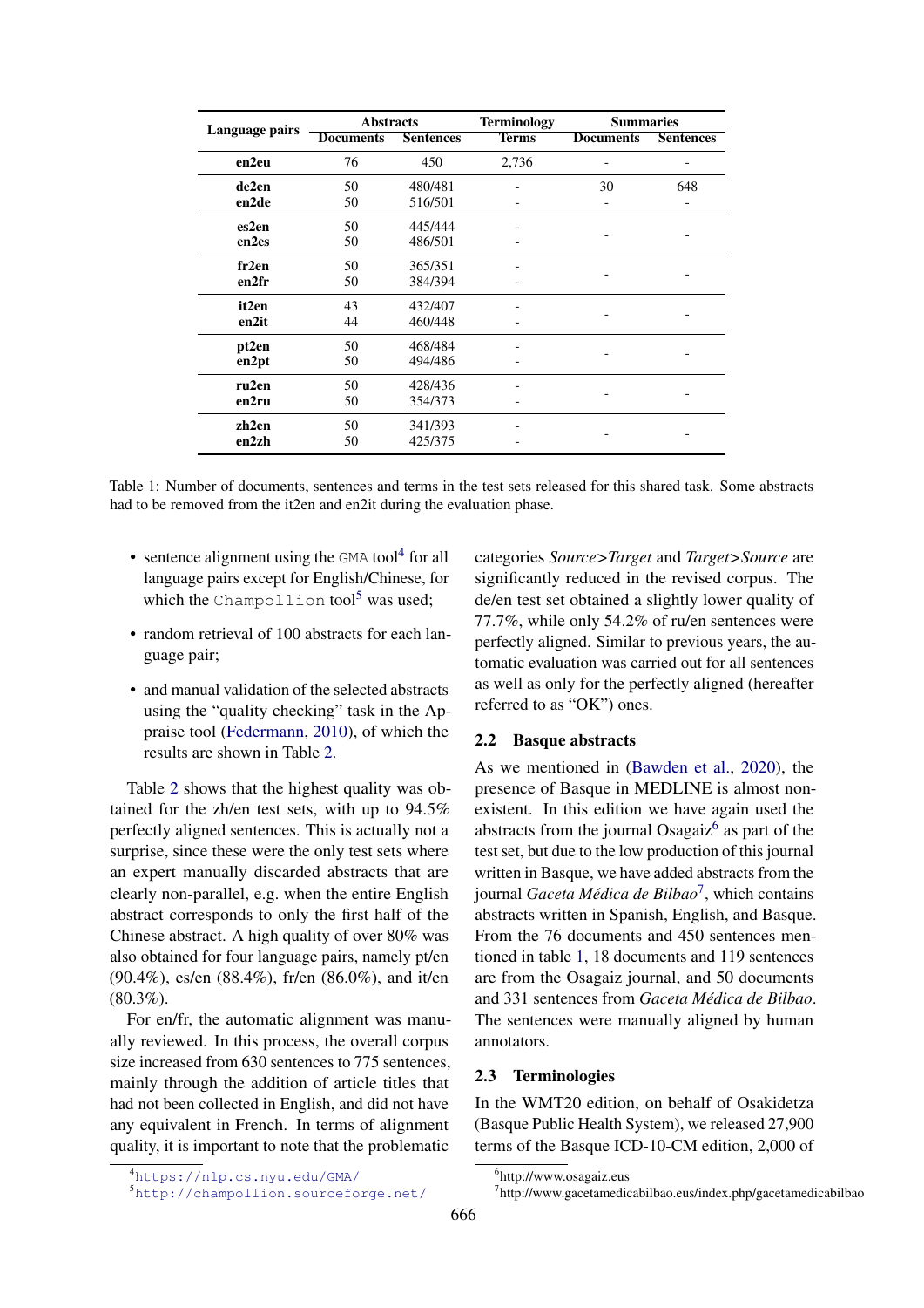| Language pairs | Abstracts | | Terminology | Summaries | |
|---|---|---|---|---|---|
| | Documents | Sentences | Terms | Documents | Sentences |
| **en2eu** | 76 | 450 | 2,736 | - | - |
| **de2en** | 50 | 480/481 | - | 30 | 648 |
| **en2de** | 50 | 516/501 | - | - | - |
| **es2en** | 50 | 445/444 | - | - | - |
| **en2es** | 50 | 486/501 | - | | |
| **fr2en** | 50 | 365/351 | - | - | - |
| **en2fr** | 50 | 384/394 | - | | |
| **it2en** | 43 | 432/407 | - | - | - |
| **en2it** | 44 | 460/448 | - | | |
| **pt2en** | 50 | 468/484 | - | - | - |
| **en2pt** | 50 | 494/486 | - | | |
| **ru2en** | 50 | 428/436 | - | - | - |
| **en2ru** | 50 | 354/373 | - | | |
| **zh2en** | 50 | 341/393 | - | - | - |
| **en2zh** | 50 | 425/375 | - | | |

Table 1: Number of documents, sentences and terms in the test sets released for this shared task. Some abstracts had to be removed from the it2en and en2it during the evaluation phase.

- sentence alignment using the GMA tool[4] for all language pairs except for English/Chinese, for which the Champollion tool[5] was used;
- random retrieval of 100 abstracts for each language pair;
- and manual validation of the selected abstracts using the "quality checking" task in the Appraise tool (Federmann, 2010), of which the results are shown in Table 2.

Table 2 shows that the highest quality was obtained for the zh/en test sets, with up to 94.5% perfectly aligned sentences. This is actually not a surprise, since these were the only test sets where an expert manually discarded abstracts that are clearly non-parallel, e.g. when the entire English abstract corresponds to only the first half of the Chinese abstract. A high quality of over 80% was also obtained for four language pairs, namely pt/en (90.4%), es/en (88.4%), fr/en (86.0%), and it/en (80.3%).

For en/fr, the automatic alignment was manually reviewed. In this process, the overall corpus size increased from 630 sentences to 775 sentences, mainly through the addition of article titles that had not been collected in English, and did not have any equivalent in French. In terms of alignment quality, it is important to note that the problematic categories *Source>Target* and *Target>Source* are significantly reduced in the revised corpus. The de/en test set obtained a slightly lower quality of 77.7%, while only 54.2% of ru/en sentences were perfectly aligned. Similar to previous years, the automatic evaluation was carried out for all sentences as well as only for the perfectly aligned (hereafter referred to as "OK") ones.

## 2.2 Basque abstracts

As we mentioned in (Bawden et al., 2020), the presence of Basque in MEDLINE is almost nonexistent. In this edition we have again used the abstracts from the journal Osagaiz[6] as part of the test set, but due to the low production of this journal written in Basque, we have added abstracts from the journal *Gaceta Médica de Bilbao*[7], which contains abstracts written in Spanish, English, and Basque. From the 76 documents and 450 sentences mentioned in table 1, 18 documents and 119 sentences are from the Osagaiz journal, and 50 documents and 331 sentences from *Gaceta Médica de Bilbao*. The sentences were manually aligned by human annotators.

## 2.3 Terminologies

In the WMT20 edition, on behalf of Osakidetza (Basque Public Health System), we released 27,900 terms of the Basque ICD-10-CM edition, 2,000 of

[4] https://nlp.cs.nyu.edu/GMA/

[5] http://champollion.sourceforge.net/

[6] http://www.osagaiz.eus

[7] http://www.gacetamedicabilbao.eus/index.php/gacetamedicabilbao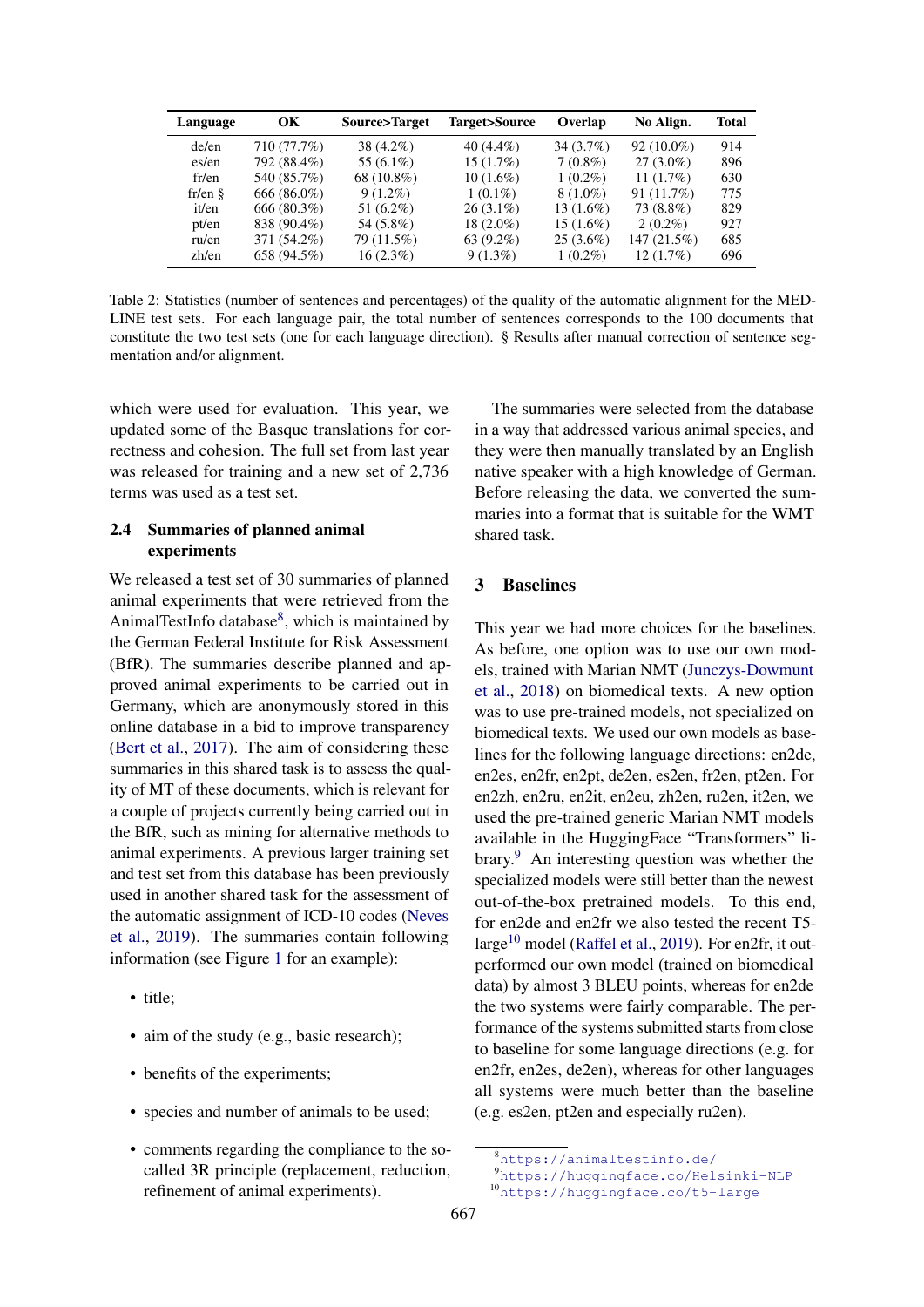| Language | OK | Source>Target | Target>Source | Overlap | No Align. | Total |
|---|---|---|---|---|---|---|
| de/en | 710 (77.7%) | 38 (4.2%) | 40 (4.4%) | 34 (3.7%) | 92 (10.0%) | 914 |
| es/en | 792 (88.4%) | 55 (6.1%) | 15 (1.7%) | 7 (0.8%) | 27 (3.0%) | 896 |
| fr/en | 540 (85.7%) | 68 (10.8%) | 10 (1.6%) | 1 (0.2%) | 11 (1.7%) | 630 |
| fr/en § | 666 (86.0%) | 9 (1.2%) | 1 (0.1%) | 8 (1.0%) | 91 (11.7%) | 775 |
| it/en | 666 (80.3%) | 51 (6.2%) | 26 (3.1%) | 13 (1.6%) | 73 (8.8%) | 829 |
| pt/en | 838 (90.4%) | 54 (5.8%) | 18 (2.0%) | 15 (1.6%) | 2 (0.2%) | 927 |
| ru/en | 371 (54.2%) | 79 (11.5%) | 63 (9.2%) | 25 (3.6%) | 147 (21.5%) | 685 |
| zh/en | 658 (94.5%) | 16 (2.3%) | 9 (1.3%) | 1 (0.2%) | 12 (1.7%) | 696 |

Table 2: Statistics (number of sentences and percentages) of the quality of the automatic alignment for the MEDLINE test sets. For each language pair, the total number of sentences corresponds to the 100 documents that constitute the two test sets (one for each language direction). § Results after manual correction of sentence segmentation and/or alignment.

which were used for evaluation. This year, we updated some of the Basque translations for correctness and cohesion. The full set from last year was released for training and a new set of 2,736 terms was used as a test set.

### 2.4 Summaries of planned animal experiments

We released a test set of 30 summaries of planned animal experiments that were retrieved from the AnimalTestInfo database[8], which is maintained by the German Federal Institute for Risk Assessment (BfR). The summaries describe planned and approved animal experiments to be carried out in Germany, which are anonymously stored in this online database in a bid to improve transparency (Bert et al., 2017). The aim of considering these summaries in this shared task is to assess the quality of MT of these documents, which is relevant for a couple of projects currently being carried out in the BfR, such as mining for alternative methods to animal experiments. A previous larger training set and test set from this database has been previously used in another shared task for the assessment of the automatic assignment of ICD-10 codes (Neves et al., 2019). The summaries contain following information (see Figure 1 for an example):

- title;
- aim of the study (e.g., basic research);
- benefits of the experiments;
- species and number of animals to be used;
- comments regarding the compliance to the so-called 3R principle (replacement, reduction, refinement of animal experiments).

The summaries were selected from the database in a way that addressed various animal species, and they were then manually translated by an English native speaker with a high knowledge of German. Before releasing the data, we converted the summaries into a format that is suitable for the WMT shared task.

## 3 Baselines

This year we had more choices for the baselines. As before, one option was to use our own models, trained with Marian NMT (Junczys-Dowmunt et al., 2018) on biomedical texts. A new option was to use pre-trained models, not specialized on biomedical texts. We used our own models as baselines for the following language directions: en2de, en2es, en2fr, en2pt, de2en, es2en, fr2en, pt2en. For en2zh, en2ru, en2it, en2eu, zh2en, ru2en, it2en, we used the pre-trained generic Marian NMT models available in the HuggingFace "Transformers" library.[9] An interesting question was whether the specialized models were still better than the newest out-of-the-box pretrained models. To this end, for en2de and en2fr we also tested the recent T5-large[10] model (Raffel et al., 2019). For en2fr, it outperformed our own model (trained on biomedical data) by almost 3 BLEU points, whereas for en2de the two systems were fairly comparable. The performance of the systems submitted starts from close to baseline for some language directions (e.g. for en2fr, en2es, de2en), whereas for other languages all systems were much better than the baseline (e.g. es2en, pt2en and especially ru2en).

[8] https://animaltestinfo.de/

[9] https://huggingface.co/Helsinki-NLP

[10] https://huggingface.co/t5-large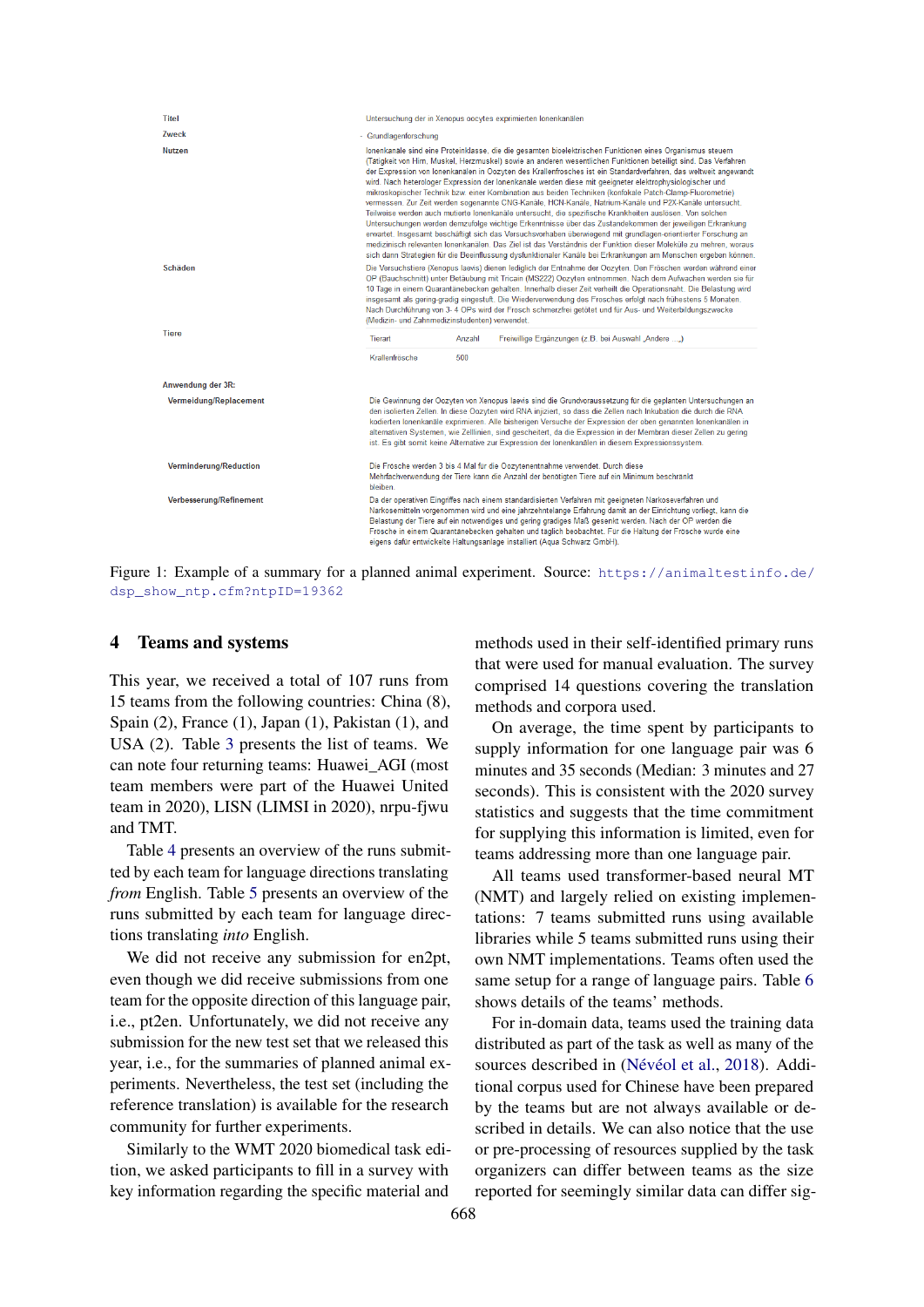| | |
|---|---|
| Titel | Untersuchung der in Xenopus oocytes exprimierten Ionenkanälen |
| Zweck | - Grundlagenforschung |
| Nutzen | Ionenkanäle sind eine Proteinklasse, die die gesamten bioelektrischen Funktionen eines Organismus steuern (Tätigkeit von Hirn, Muskel, Herzmuskel) sowie an anderen wesentlichen Funktionen beteiligt sind. Das Verfahren der Expression von Ionenkanälen in Oozyten des Krallenfrosches ist ein Standardverfahren, das weltweit angewandt wird. Nach heterologer Expression der Ionenkanäle werden diese mit geeigneter elektrophysiologischer und mikroskopischer Technik bzw. einer Kombination aus beiden Techniken (konfokale Patch-Clamp-Fluorometrie) vermessen. Zur Zeit werden sogenannte CNG-Kanäle, HCN-Kanäle, Natrium-Kanäle und P2X-Kanäle untersucht. Teilweise werden auch mutierte Ionenkanäle untersucht, die spezifische Krankheiten auslösen. Von solchen Untersuchungen werden demzufolge wichtige Erkenntnisse über das Zustandekommen der jeweiligen Erkrankung erwartet. Insgesamt beschäftigt sich das Versuchsvorhaben überwiegend mit grundlagen-orientierter Forschung an medizinisch relevanten Ionenkanälen. Das Ziel ist das Verständnis der Funktion dieser Moleküle zu mehren, woraus sich dann Strategien für die Beeinflussung dysfunktionaler Kanäle bei Erkrankungen am Menschen ergeben können. |
| Schäden | Die Versuchstiere (Xenopus laevis) dienen lediglich der Entnahme der Oozyten. Den Fröschen werden während einer OP (Bauchschnitt) unter Betäubung mit Tricain (MS222) Oozyten entnommen. Nach dem Aufwachen werden sie für 10 Tage in einem Quarantänebecken gehalten. Innerhalb dieser Zeit verheilt die Operationsnaht. Die Belastung wird insgesamt als gering-gradig eingestuft. Die Wiederverwendung des Frosches erfolgt nach frühestens 5 Monaten. Nach Durchführung von 3- 4 OPs wird der Frosch schmerzfrei getötet und für Aus- und Weiterbildungszwecke (Medizin- und Zahnmedizinstudenten) verwendet. |
| Tiere | Tierart: Krallenfrösche; Anzahl: 500; Freiwillige Ergänzungen (z.B. bei Auswahl „Andere ...") |
| **Anwendung der 3R:** | |
| Vermeidung/Replacement | Die Gewinnung der Oozyten von Xenopus laevis sind die Grundvoraussetzung für die geplanten Untersuchungen an den isolierten Zellen. In diese Oozyten wird RNA injiziert, so dass die Zellen nach Inkubation die durch die RNA kodierten Ionenkanäle exprimieren. Alle bisherigen Versuche der Expression der oben genannten Ionenkanäle in alternativen Systemen, wie Zelllinien, sind gescheitert, da die Expression in der Membran dieser Zellen zu gering ist. Es gibt somit keine Alternative zur Expression der Ionenkanälen in diesem Expressionssystem. |
| Verminderung/Reduction | Die Frösche werden 3 bis 4 Mal für die Oozytenentnahme verwendet. Durch diese Mehrfachverwendung der Tiere kann die Anzahl der benötigten Tiere auf ein Minimum beschränkt bleiben. |
| Verbesserung/Refinement | Da der operativen Eingriffes nach einem standardisierten Verfahren mit geeigneten Narkoseverfahren und Narkosemitteln vorgenommen wird und eine jahrzehntelange Erfahrung damit an der Einrichtung vorliegt, kann die Belastung der Tiere auf ein notwendiges und gering gradiges Maß gesenkt werden. Nach der OP werden die Frösche in einem Quarantänebecken gehalten und täglich beobachtet. Für die Haltung der Frösche wurde eine eigens dafür entwickelte Haltungsanlage installiert (Aqua Schwarz GmbH). |

Figure 1: Example of a summary for a planned animal experiment. Source: https://animaltestinfo.de/dsp_show_ntp.cfm?ntpID=19362

## 4 Teams and systems

This year, we received a total of 107 runs from 15 teams from the following countries: China (8), Spain (2), France (1), Japan (1), Pakistan (1), and USA (2). Table 3 presents the list of teams. We can note four returning teams: Huawei_AGI (most team members were part of the Huawei United team in 2020), LISN (LIMSI in 2020), nrpu-fjwu and TMT.

Table 4 presents an overview of the runs submitted by each team for language directions translating *from* English. Table 5 presents an overview of the runs submitted by each team for language directions translating *into* English.

We did not receive any submission for en2pt, even though we did receive submissions from one team for the opposite direction of this language pair, i.e., pt2en. Unfortunately, we did not receive any submission for the new test set that we released this year, i.e., for the summaries of planned animal experiments. Nevertheless, the test set (including the reference translation) is available for the research community for further experiments.

Similarly to the WMT 2020 biomedical task edition, we asked participants to fill in a survey with key information regarding the specific material and methods used in their self-identified primary runs that were used for manual evaluation. The survey comprised 14 questions covering the translation methods and corpora used.

On average, the time spent by participants to supply information for one language pair was 6 minutes and 35 seconds (Median: 3 minutes and 27 seconds). This is consistent with the 2020 survey statistics and suggests that the time commitment for supplying this information is limited, even for teams addressing more than one language pair.

All teams used transformer-based neural MT (NMT) and largely relied on existing implementations: 7 teams submitted runs using available libraries while 5 teams submitted runs using their own NMT implementations. Teams often used the same setup for a range of language pairs. Table 6 shows details of the teams' methods.

For in-domain data, teams used the training data distributed as part of the task as well as many of the sources described in (Névéol et al., 2018). Additional corpus used for Chinese have been prepared by the teams but are not always available or described in details. We can also notice that the use or pre-processing of resources supplied by the task organizers can differ between teams as the size reported for seemingly similar data can differ sig-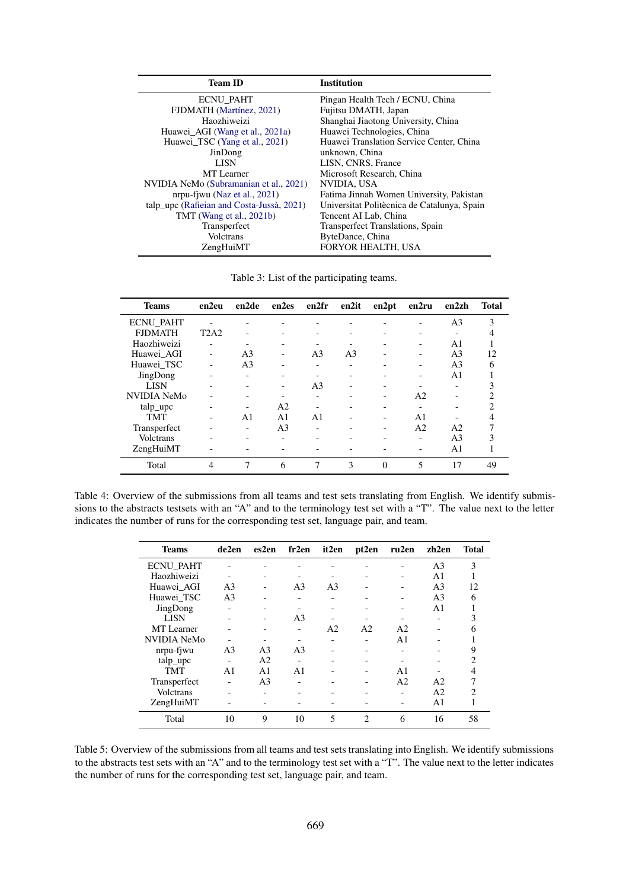| Team ID | Institution |
|---|---|
| ECNU_PAHT | Pingan Health Tech / ECNU, China |
| FJDMATH (Martínez, 2021) | Fujitsu DMATH, Japan |
| Haozhiweizi | Shanghai Jiaotong University, China |
| Huawei_AGI (Wang et al., 2021a) | Huawei Technologies, China |
| Huawei_TSC (Yang et al., 2021) | Huawei Translation Service Center, China |
| JinDong | unknown, China |
| LISN | LISN, CNRS, France |
| MT Learner | Microsoft Research, China |
| NVIDIA NeMo (Subramanian et al., 2021) | NVIDIA, USA |
| nrpu-fjwu (Naz et al., 2021) | Fatima Jinnah Women University, Pakistan |
| talp_upc (Rafieian and Costa-Jussà, 2021) | Universitat Politècnica de Catalunya, Spain |
| TMT (Wang et al., 2021b) | Tencent AI Lab, China |
| Transperfect | Transperfect Translations, Spain |
| Volctrans | ByteDance, China |
| ZengHuiMT | FORYOR HEALTH, USA |

Table 3: List of the participating teams.

| Teams | en2eu | en2de | en2es | en2fr | en2it | en2pt | en2ru | en2zh | Total |
|---|---|---|---|---|---|---|---|---|---|
| ECNU_PAHT | - | - | - | - | - | - | - | A3 | 3 |
| FJDMATH | T2A2 | - | - | - | - | - | - | - | 4 |
| Haozhiweizi | - | - | - | - | - | - | - | A1 | 1 |
| Huawei_AGI | - | A3 | - | A3 | A3 | - | - | A3 | 12 |
| Huawei_TSC | - | A3 | - | - | - | - | - | A3 | 6 |
| JingDong | - | - | - | - | - | - | - | A1 | 1 |
| LISN | - | - | - | A3 | - | - | - | - | 3 |
| NVIDIA NeMo | - | - | - | - | - | - | A2 | - | 2 |
| talp_upc | - | - | A2 | - | - | - | - | - | 2 |
| TMT | - | A1 | A1 | A1 | - | - | A1 | - | 4 |
| Transperfect | - | - | A3 | - | - | - | A2 | A2 | 7 |
| Volctrans | - | - | - | - | - | - | - | A3 | 3 |
| ZengHuiMT | - | - | - | - | - | - | - | A1 | 1 |
| Total | 4 | 7 | 6 | 7 | 3 | 0 | 5 | 17 | 49 |

Table 4: Overview of the submissions from all teams and test sets translating from English. We identify submissions to the abstracts testsets with an "A" and to the terminology test set with a "T". The value next to the letter indicates the number of runs for the corresponding test set, language pair, and team.

| Teams | de2en | es2en | fr2en | it2en | pt2en | ru2en | zh2en | Total |
|---|---|---|---|---|---|---|---|---|
| ECNU_PAHT | - | - | - | - | - | - | A3 | 3 |
| Haozhiweizi | - | - | - | - | - | - | A1 | 1 |
| Huawei_AGI | A3 | - | A3 | A3 | - | - | A3 | 12 |
| Huawei_TSC | A3 | - | - | - | - | - | A3 | 6 |
| JingDong | - | - | - | - | - | - | A1 | 1 |
| LISN | - | - | A3 | - | - | - | - | 3 |
| MT Learner | - | - | - | A2 | A2 | A2 | - | 6 |
| NVIDIA NeMo | - | - | - | - | - | A1 | - | 1 |
| nrpu-fjwu | A3 | A3 | A3 | - | - | - | - | 9 |
| talp_upc | - | A2 | - | - | - | - | - | 2 |
| TMT | A1 | A1 | A1 | - | - | A1 | - | 4 |
| Transperfect | - | A3 | - | - | - | A2 | A2 | 7 |
| Volctrans | - | - | - | - | - | - | A2 | 2 |
| ZengHuiMT | - | - | - | - | - | - | A1 | 1 |
| Total | 10 | 9 | 10 | 5 | 2 | 6 | 16 | 58 |

Table 5: Overview of the submissions from all teams and test sets translating into English. We identify submissions to the abstracts test sets with an "A" and to the terminology test set with a "T". The value next to the letter indicates the number of runs for the corresponding test set, language pair, and team.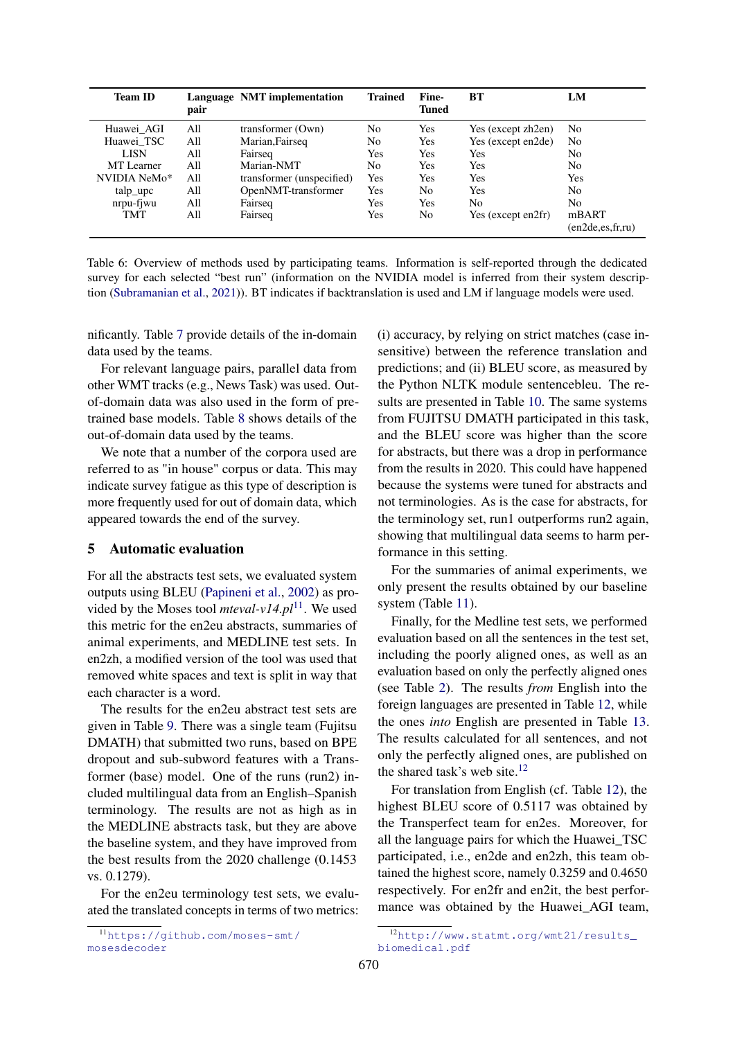| Team ID | Language pair | NMT implementation | Trained | Fine-Tuned | BT | LM |
|---|---|---|---|---|---|---|
| Huawei_AGI | All | transformer (Own) | No | Yes | Yes (except zh2en) | No |
| Huawei_TSC | All | Marian,Fairseq | No | Yes | Yes (except en2de) | No |
| LISN | All | Fairseq | Yes | Yes | Yes | No |
| MT Learner | All | Marian-NMT | No | Yes | Yes | No |
| NVIDIA NeMo* | All | transformer (unspecified) | Yes | Yes | Yes | Yes |
| talp_upc | All | OpenNMT-transformer | Yes | No | Yes | No |
| nrpu-fjwu | All | Fairseq | Yes | Yes | No | No |
| TMT | All | Fairseq | Yes | No | Yes (except en2fr) | mBART (en2de,es,fr,ru) |

Table 6: Overview of methods used by participating teams. Information is self-reported through the dedicated survey for each selected "best run" (information on the NVIDIA model is inferred from their system description (Subramanian et al., 2021)). BT indicates if backtranslation is used and LM if language models were used.

nificantly. Table 7 provide details of the in-domain data used by the teams.

For relevant language pairs, parallel data from other WMT tracks (e.g., News Task) was used. Out-of-domain data was also used in the form of pre-trained base models. Table 8 shows details of the out-of-domain data used by the teams.

We note that a number of the corpora used are referred to as "in house" corpus or data. This may indicate survey fatigue as this type of description is more frequently used for out of domain data, which appeared towards the end of the survey.

## 5 Automatic evaluation

For all the abstracts test sets, we evaluated system outputs using BLEU (Papineni et al., 2002) as provided by the Moses tool *mteval-v14.pl*[11]. We used this metric for the en2eu abstracts, summaries of animal experiments, and MEDLINE test sets. In en2zh, a modified version of the tool was used that removed white spaces and text is split in way that each character is a word.

The results for the en2eu abstract test sets are given in Table 9. There was a single team (Fujitsu DMATH) that submitted two runs, based on BPE dropout and sub-subword features with a Transformer (base) model. One of the runs (run2) included multilingual data from an English–Spanish terminology. The results are not as high as in the MEDLINE abstracts task, but they are above the baseline system, and they have improved from the best results from the 2020 challenge (0.1453 vs. 0.1279).

For the en2eu terminology test sets, we evaluated the translated concepts in terms of two metrics: (i) accuracy, by relying on strict matches (case insensitive) between the reference translation and predictions; and (ii) BLEU score, as measured by the Python NLTK module sentencebleu. The results are presented in Table 10. The same systems from FUJITSU DMATH participated in this task, and the BLEU score was higher than the score for abstracts, but there was a drop in performance from the results in 2020. This could have happened because the systems were tuned for abstracts and not terminologies. As is the case for abstracts, for the terminology set, run1 outperforms run2 again, showing that multilingual data seems to harm performance in this setting.

For the summaries of animal experiments, we only present the results obtained by our baseline system (Table 11).

Finally, for the Medline test sets, we performed evaluation based on all the sentences in the test set, including the poorly aligned ones, as well as an evaluation based on only the perfectly aligned ones (see Table 2). The results *from* English into the foreign languages are presented in Table 12, while the ones *into* English are presented in Table 13. The results calculated for all sentences, and not only the perfectly aligned ones, are published on the shared task's web site.[12]

For translation from English (cf. Table 12), the highest BLEU score of 0.5117 was obtained by the Transperfect team for en2es. Moreover, for all the language pairs for which the Huawei_TSC participated, i.e., en2de and en2zh, this team obtained the highest score, namely 0.3259 and 0.4650 respectively. For en2fr and en2it, the best performance was obtained by the Huawei_AGI team,

[11] https://github.com/moses-smt/mosesdecoder

[12] http://www.statmt.org/wmt21/results_biomedical.pdf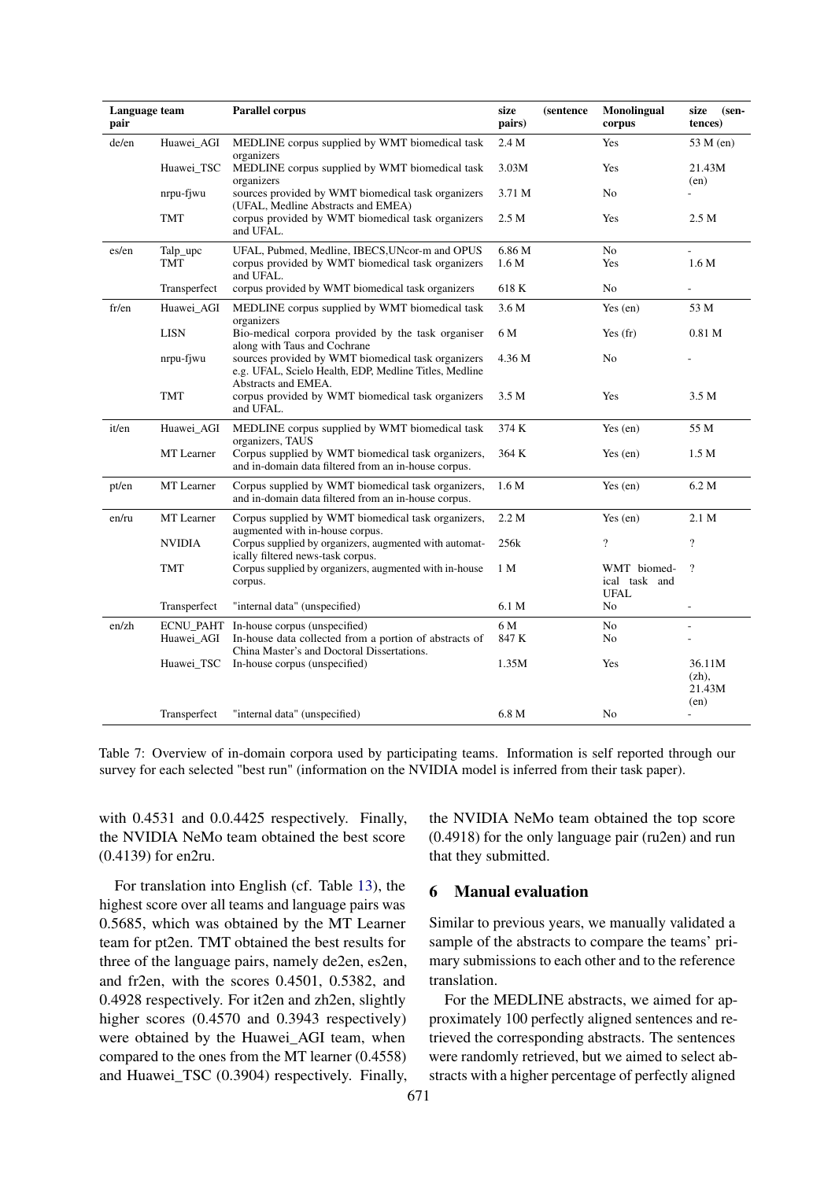| Language pair | team | Parallel corpus | size (sentence pairs) | Monolingual corpus | size (sentences) |
|---|---|---|---|---|---|
| de/en | Huawei_AGI | MEDLINE corpus supplied by WMT biomedical task organizers | 2.4 M | Yes | 53 M (en) |
| | Huawei_TSC | MEDLINE corpus supplied by WMT biomedical task organizers | 3.03M | Yes | 21.43M (en) |
| | nrpu-fjwu | sources provided by WMT biomedical task organizers (UFAL, Medline Abstracts and EMEA) | 3.71 M | No | - |
| | TMT | corpus provided by WMT biomedical task organizers and UFAL. | 2.5 M | Yes | 2.5 M |
| es/en | Talp_upc | UFAL, Pubmed, Medline, IBECS,UNcor-m and OPUS | 6.86 M | No | - |
| | TMT | corpus provided by WMT biomedical task organizers and UFAL. | 1.6 M | Yes | 1.6 M |
| | Transperfect | corpus provided by WMT biomedical task organizers | 618 K | No | - |
| fr/en | Huawei_AGI | MEDLINE corpus supplied by WMT biomedical task organizers | 3.6 M | Yes (en) | 53 M |
| | LISN | Bio-medical corpora provided by the task organiser along with Taus and Cochrane | 6 M | Yes (fr) | 0.81 M |
| | nrpu-fjwu | sources provided by WMT biomedical task organizers e.g. UFAL, Scielo Health, EDP, Medline Titles, Medline Abstracts and EMEA. | 4.36 M | No | - |
| | TMT | corpus provided by WMT biomedical task organizers and UFAL. | 3.5 M | Yes | 3.5 M |
| it/en | Huawei_AGI | MEDLINE corpus supplied by WMT biomedical task organizers, TAUS | 374 K | Yes (en) | 55 M |
| | MT Learner | Corpus supplied by WMT biomedical task organizers, and in-domain data filtered from an in-house corpus. | 364 K | Yes (en) | 1.5 M |
| pt/en | MT Learner | Corpus supplied by WMT biomedical task organizers, and in-domain data filtered from an in-house corpus. | 1.6 M | Yes (en) | 6.2 M |
| en/ru | MT Learner | Corpus supplied by WMT biomedical task organizers, augmented with in-house corpus. | 2.2 M | Yes (en) | 2.1 M |
| | NVIDIA | Corpus supplied by organizers, augmented with automatically filtered news-task corpus. | 256k | ? | ? |
| | TMT | Corpus supplied by organizers, augmented with in-house corpus. | 1 M | WMT biomedical task and UFAL | ? |
| | Transperfect | "internal data" (unspecified) | 6.1 M | No | - |
| en/zh | ECNU_PAHT | In-house corpus (unspecified) | 6 M | No | - |
| | Huawei_AGI | In-house data collected from a portion of abstracts of China Master's and Doctoral Dissertations. | 847 K | No | - |
| | Huawei_TSC | In-house corpus (unspecified) | 1.35M | Yes | 36.11M (zh), 21.43M (en) |
| | Transperfect | "internal data" (unspecified) | 6.8 M | No | - |

Table 7: Overview of in-domain corpora used by participating teams. Information is self reported through our survey for each selected "best run" (information on the NVIDIA model is inferred from their task paper).

with 0.4531 and 0.0.4425 respectively. Finally, the NVIDIA NeMo team obtained the best score (0.4139) for en2ru.

For translation into English (cf. Table 13), the highest score over all teams and language pairs was 0.5685, which was obtained by the MT Learner team for pt2en. TMT obtained the best results for three of the language pairs, namely de2en, es2en, and fr2en, with the scores 0.4501, 0.5382, and 0.4928 respectively. For it2en and zh2en, slightly higher scores (0.4570 and 0.3943 respectively) were obtained by the Huawei_AGI team, when compared to the ones from the MT learner (0.4558) and Huawei_TSC (0.3904) respectively. Finally, the NVIDIA NeMo team obtained the top score (0.4918) for the only language pair (ru2en) and run that they submitted.

## 6 Manual evaluation

Similar to previous years, we manually validated a sample of the abstracts to compare the teams' primary submissions to each other and to the reference translation.

For the MEDLINE abstracts, we aimed for approximately 100 perfectly aligned sentences and retrieved the corresponding abstracts. The sentences were randomly retrieved, but we aimed to select abstracts with a higher percentage of perfectly aligned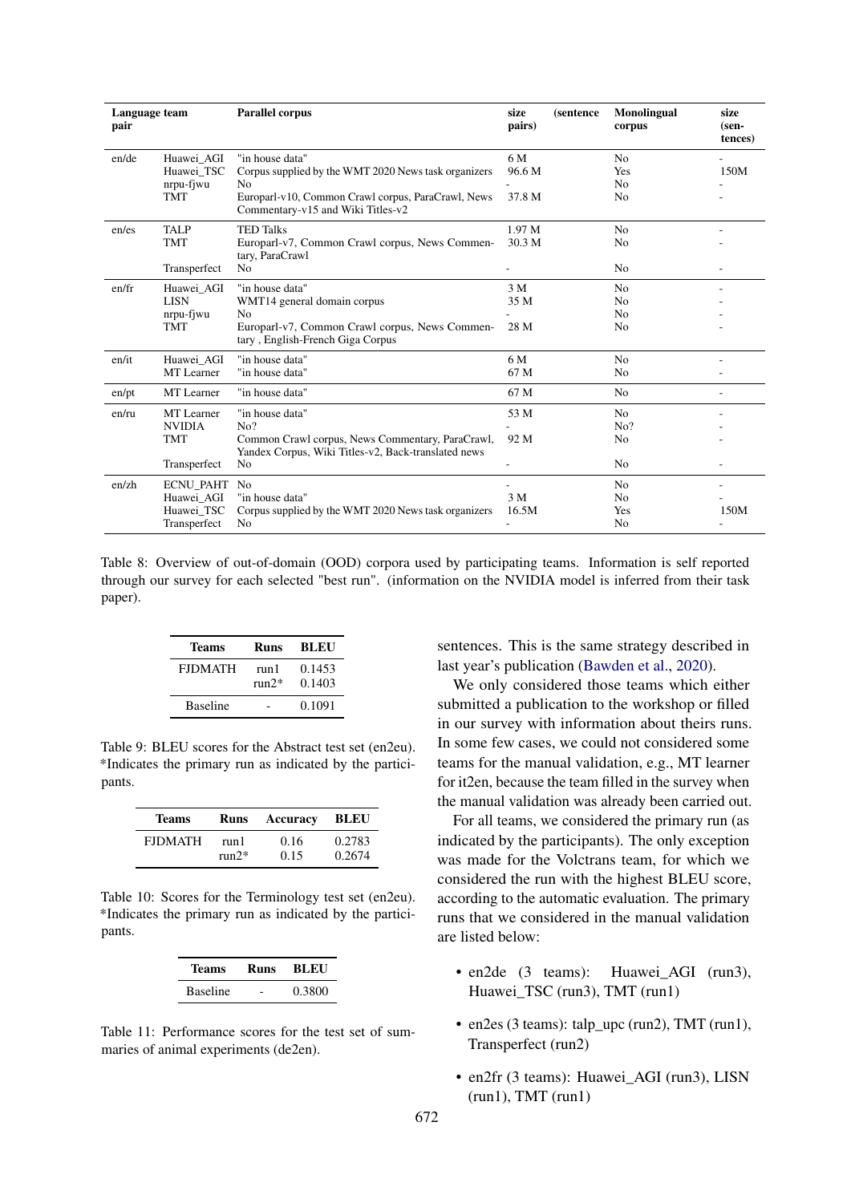| Language pair | team | Parallel corpus | size (sentence pairs) | Monolingual corpus | size (sentences) |
|---|---|---|---|---|---|
| en/de | Huawei_AGI | "in house data" | 6 M | No | - |
| | Huawei_TSC | Corpus supplied by the WMT 2020 News task organizers | 96.6 M | Yes | 150M |
| | nrpu-fjwu | No | - | No | - |
| | TMT | Europarl-v10, Common Crawl corpus, ParaCrawl, News Commentary-v15 and Wiki Titles-v2 | 37.8 M | No | - |
| en/es | TALP | TED Talks | 1.97 M | No | - |
| | TMT | Europarl-v7, Common Crawl corpus, News Commentary, ParaCrawl | 30.3 M | No | - |
| | Transperfect | No | - | No | - |
| en/fr | Huawei_AGI | "in house data" | 3 M | No | - |
| | LISN | WMT14 general domain corpus | 35 M | No | - |
| | nrpu-fjwu | No | - | No | - |
| | TMT | Europarl-v7, Common Crawl corpus, News Commentary , English-French Giga Corpus | 28 M | No | - |
| en/it | Huawei_AGI | "in house data" | 6 M | No | - |
| | MT Learner | "in house data" | 67 M | No | - |
| en/pt | MT Learner | "in house data" | 67 M | No | - |
| en/ru | MT Learner | "in house data" | 53 M | No | - |
| | NVIDIA | No? | - | No? | - |
| | TMT | Common Crawl corpus, News Commentary, ParaCrawl, Yandex Corpus, Wiki Titles-v2, Back-translated news | 92 M | No | - |
| | Transperfect | No | - | No | - |
| en/zh | ECNU_PAHT | No | - | No | - |
| | Huawei_AGI | "in house data" | 3 M | No | - |
| | Huawei_TSC | Corpus supplied by the WMT 2020 News task organizers | 16.5M | Yes | 150M |
| | Transperfect | No | - | No | - |

Table 8: Overview of out-of-domain (OOD) corpora used by participating teams. Information is self reported through our survey for each selected "best run". (information on the NVIDIA model is inferred from their task paper).

| Teams | Runs | BLEU |
|---|---|---|
| FJDMATH | run1 | 0.1453 |
| | run2* | 0.1403 |
| Baseline | - | 0.1091 |

Table 9: BLEU scores for the Abstract test set (en2eu). *Indicates the primary run as indicated by the participants.

| Teams | Runs | Accuracy | BLEU |
|---|---|---|---|
| FJDMATH | run1 | 0.16 | 0.2783 |
| | run2* | 0.15 | 0.2674 |

Table 10: Scores for the Terminology test set (en2eu). *Indicates the primary run as indicated by the participants.

| Teams | Runs | BLEU |
|---|---|---|
| Baseline | - | 0.3800 |

Table 11: Performance scores for the test set of summaries of animal experiments (de2en).

sentences. This is the same strategy described in last year's publication (Bawden et al., 2020).

We only considered those teams which either submitted a publication to the workshop or filled in our survey with information about theirs runs. In some few cases, we could not considered some teams for the manual validation, e.g., MT learner for it2en, because the team filled in the survey when the manual validation was already been carried out.

For all teams, we considered the primary run (as indicated by the participants). The only exception was made for the Volctrans team, for which we considered the run with the highest BLEU score, according to the automatic evaluation. The primary runs that we considered in the manual validation are listed below:

- en2de (3 teams): Huawei_AGI (run3), Huawei_TSC (run3), TMT (run1)
- en2es (3 teams): talp_upc (run2), TMT (run1), Transperfect (run2)
- en2fr (3 teams): Huawei_AGI (run3), LISN (run1), TMT (run1)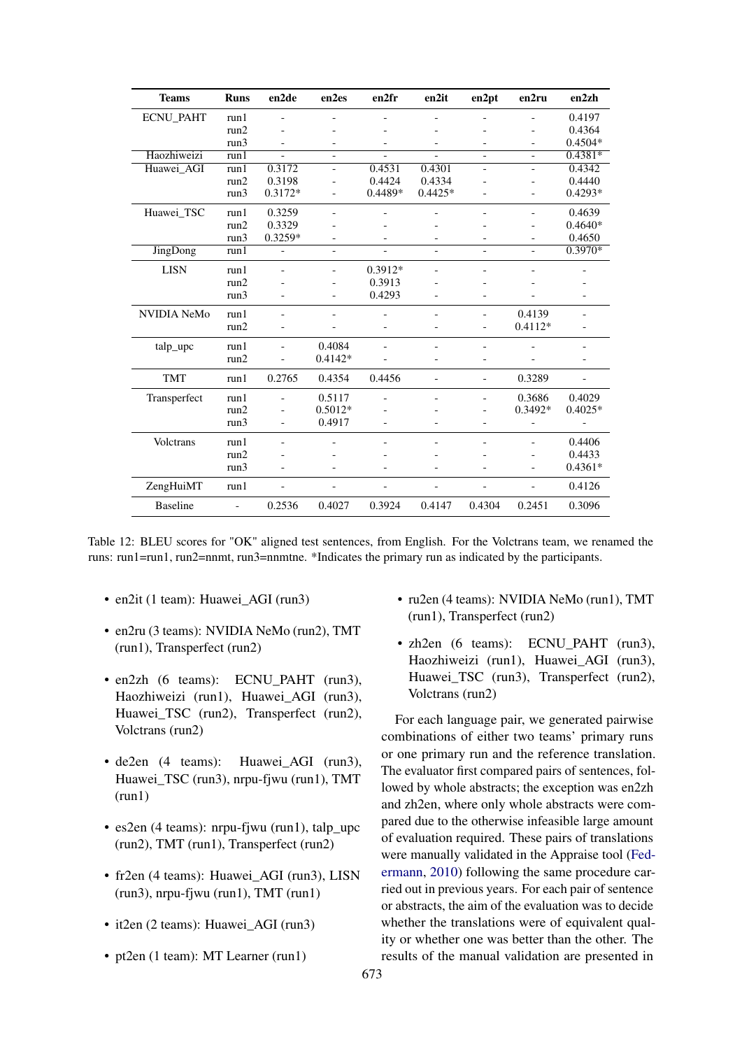| Teams | Runs | en2de | en2es | en2fr | en2it | en2pt | en2ru | en2zh |
|---|---|---|---|---|---|---|---|---|
| ECNU_PAHT | run1 | - | - | - | - | - | - | 0.4197 |
| | run2 | - | - | - | - | - | - | 0.4364 |
| | run3 | - | - | - | - | - | - | 0.4504* |
| Haozhiweizi | run1 | - | - | - | - | - | - | 0.4381* |
| Huawei_AGI | run1 | 0.3172 | - | 0.4531 | 0.4301 | - | - | 0.4342 |
| | run2 | 0.3198 | - | 0.4424 | 0.4334 | - | - | 0.4440 |
| | run3 | 0.3172* | - | 0.4489* | 0.4425* | - | - | 0.4293* |
| Huawei_TSC | run1 | 0.3259 | - | - | - | - | - | 0.4639 |
| | run2 | 0.3329 | - | - | - | - | - | 0.4640* |
| | run3 | 0.3259* | - | - | - | - | - | 0.4650 |
| JingDong | run1 | - | - | - | - | - | - | 0.3970* |
| LISN | run1 | - | - | 0.3912* | - | - | - | - |
| | run2 | - | - | 0.3913 | - | - | - | - |
| | run3 | - | - | 0.4293 | - | - | - | - |
| NVIDIA NeMo | run1 | - | - | - | - | - | 0.4139 | - |
| | run2 | - | - | - | - | - | 0.4112* | - |
| talp_upc | run1 | - | 0.4084 | - | - | - | - | - |
| | run2 | - | 0.4142* | - | - | - | - | - |
| TMT | run1 | 0.2765 | 0.4354 | 0.4456 | - | - | 0.3289 | - |
| Transperfect | run1 | - | 0.5117 | - | - | - | 0.3686 | 0.4029 |
| | run2 | - | 0.5012* | - | - | - | 0.3492* | 0.4025* |
| | run3 | - | 0.4917 | - | - | - | - | - |
| Volctrans | run1 | - | - | - | - | - | - | 0.4406 |
| | run2 | - | - | - | - | - | - | 0.4433 |
| | run3 | - | - | - | - | - | - | 0.4361* |
| ZengHuiMT | run1 | - | - | - | - | - | - | 0.4126 |
| Baseline | - | 0.2536 | 0.4027 | 0.3924 | 0.4147 | 0.4304 | 0.2451 | 0.3096 |

Table 12: BLEU scores for "OK" aligned test sentences, from English. For the Volctrans team, we renamed the runs: run1=run1, run2=nmmt, run3=nnmtne. *Indicates the primary run as indicated by the participants.

- en2it (1 team): Huawei_AGI (run3)
- en2ru (3 teams): NVIDIA NeMo (run2), TMT (run1), Transperfect (run2)
- en2zh (6 teams): ECNU_PAHT (run3), Haozhiweizi (run1), Huawei_AGI (run3), Huawei_TSC (run2), Transperfect (run2), Volctrans (run2)
- de2en (4 teams): Huawei_AGI (run3), Huawei_TSC (run3), nrpu-fjwu (run1), TMT (run1)
- es2en (4 teams): nrpu-fjwu (run1), talp_upc (run2), TMT (run1), Transperfect (run2)
- fr2en (4 teams): Huawei_AGI (run3), LISN (run3), nrpu-fjwu (run1), TMT (run1)
- it2en (2 teams): Huawei_AGI (run3)
- pt2en (1 team): MT Learner (run1)
- ru2en (4 teams): NVIDIA NeMo (run1), TMT (run1), Transperfect (run2)
- zh2en (6 teams): ECNU_PAHT (run3), Haozhiweizi (run1), Huawei_AGI (run3), Huawei_TSC (run3), Transperfect (run2), Volctrans (run2)

For each language pair, we generated pairwise combinations of either two teams' primary runs or one primary run and the reference translation. The evaluator first compared pairs of sentences, followed by whole abstracts; the exception was en2zh and zh2en, where only whole abstracts were compared due to the otherwise infeasible large amount of evaluation required. These pairs of translations were manually validated in the Appraise tool (Federmann, 2010) following the same procedure carried out in previous years. For each pair of sentence or abstracts, the aim of the evaluation was to decide whether the translations were of equivalent quality or whether one was better than the other. The results of the manual validation are presented in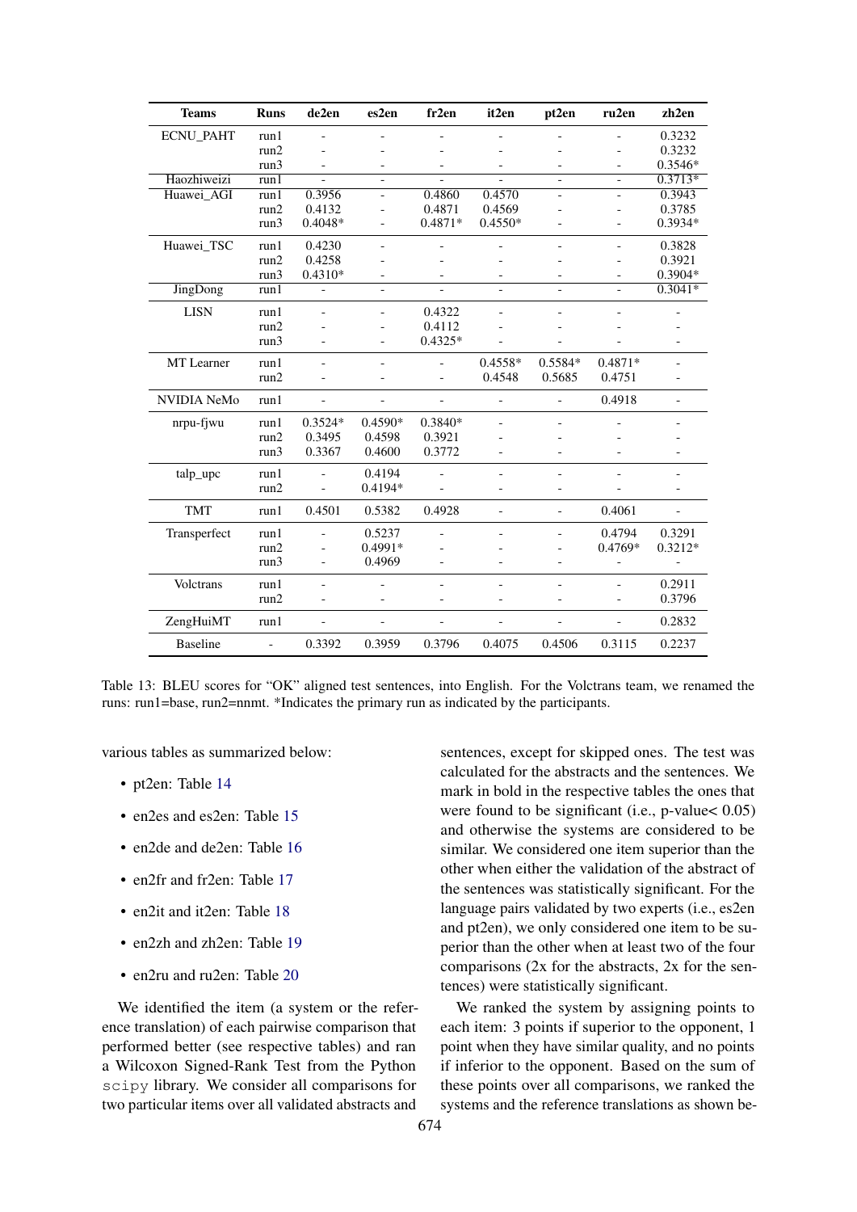| Teams | Runs | de2en | es2en | fr2en | it2en | pt2en | ru2en | zh2en |
|---|---|---|---|---|---|---|---|---|
| ECNU_PAHT | run1 | - | - | - | - | - | - | 0.3232 |
| | run2 | - | - | - | - | - | - | 0.3232 |
| | run3 | - | - | - | - | - | - | 0.3546* |
| Haozhiweizi | run1 | - | - | - | - | - | - | 0.3713* |
| Huawei_AGI | run1 | 0.3956 | - | 0.4860 | 0.4570 | - | - | 0.3943 |
| | run2 | 0.4132 | - | 0.4871 | 0.4569 | - | - | 0.3785 |
| | run3 | 0.4048* | - | 0.4871* | 0.4550* | - | - | 0.3934* |
| Huawei_TSC | run1 | 0.4230 | - | - | - | - | - | 0.3828 |
| | run2 | 0.4258 | - | - | - | - | - | 0.3921 |
| | run3 | 0.4310* | - | - | - | - | - | 0.3904* |
| JingDong | run1 | - | - | - | - | - | - | 0.3041* |
| LISN | run1 | - | - | 0.4322 | - | - | - | - |
| | run2 | - | - | 0.4112 | - | - | - | - |
| | run3 | - | - | 0.4325* | - | - | - | - |
| MT Learner | run1 | - | - | - | 0.4558* | 0.5584* | 0.4871* | - |
| | run2 | - | - | - | 0.4548 | 0.5685 | 0.4751 | - |
| NVIDIA NeMo | run1 | - | - | - | - | - | 0.4918 | - |
| nrpu-fjwu | run1 | 0.3524* | 0.4590* | 0.3840* | - | - | - | - |
| | run2 | 0.3495 | 0.4598 | 0.3921 | - | - | - | - |
| | run3 | 0.3367 | 0.4600 | 0.3772 | - | - | - | - |
| talp_upc | run1 | - | 0.4194 | - | - | - | - | - |
| | run2 | - | 0.4194* | - | - | - | - | - |
| TMT | run1 | 0.4501 | 0.5382 | 0.4928 | - | - | 0.4061 | - |
| Transperfect | run1 | - | 0.5237 | - | - | - | 0.4794 | 0.3291 |
| | run2 | - | 0.4991* | - | - | - | 0.4769* | 0.3212* |
| | run3 | - | 0.4969 | - | - | - | - | - |
| Volctrans | run1 | - | - | - | - | - | - | 0.2911 |
| | run2 | - | - | - | - | - | - | 0.3796 |
| ZengHuiMT | run1 | - | - | - | - | - | - | 0.2832 |
| Baseline | - | 0.3392 | 0.3959 | 0.3796 | 0.4075 | 0.4506 | 0.3115 | 0.2237 |

Table 13: BLEU scores for "OK" aligned test sentences, into English. For the Volctrans team, we renamed the runs: run1=base, run2=nnmt. *Indicates the primary run as indicated by the participants.

various tables as summarized below:

- pt2en: Table 14
- en2es and es2en: Table 15
- en2de and de2en: Table 16
- en2fr and fr2en: Table 17
- en2it and it2en: Table 18
- en2zh and zh2en: Table 19
- en2ru and ru2en: Table 20

We identified the item (a system or the reference translation) of each pairwise comparison that performed better (see respective tables) and ran a Wilcoxon Signed-Rank Test from the Python `scipy` library. We consider all comparisons for two particular items over all validated abstracts and sentences, except for skipped ones. The test was calculated for the abstracts and the sentences. We mark in bold in the respective tables the ones that were found to be significant (i.e., p-value< 0.05) and otherwise the systems are considered to be similar. We considered one item superior than the other when either the validation of the abstract of the sentences was statistically significant. For the language pairs validated by two experts (i.e., es2en and pt2en), we only considered one item to be superior than the other when at least two of the four comparisons (2x for the abstracts, 2x for the sentences) were statistically significant.

We ranked the system by assigning points to each item: 3 points if superior to the opponent, 1 point when they have similar quality, and no points if inferior to the opponent. Based on the sum of these points over all comparisons, we ranked the systems and the reference translations as shown be-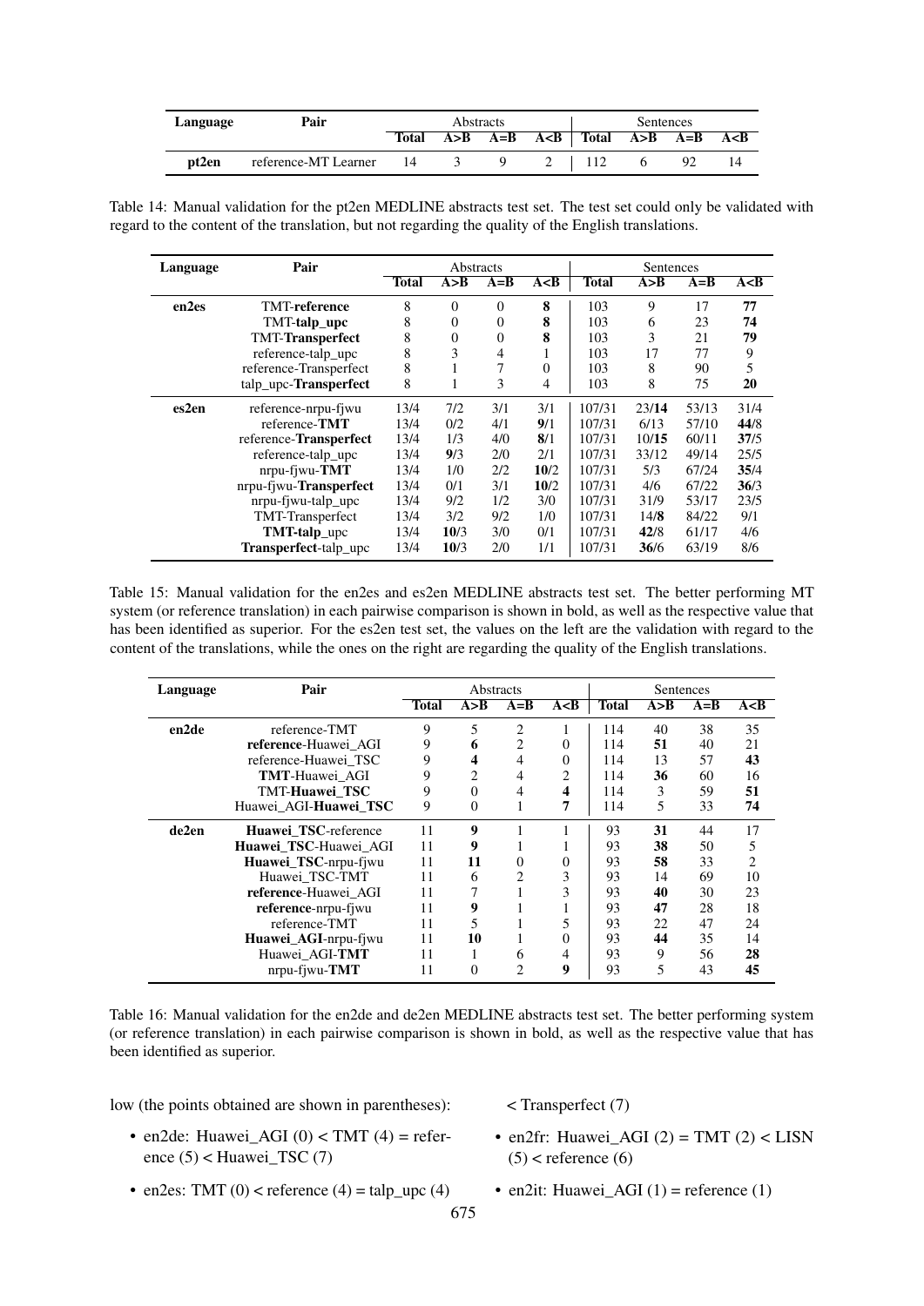| Language | Pair | Abstracts | | | | Sentences | | | |
|---|---|---|---|---|---|---|---|---|---|
| | | Total | A>B | A=B | A<B | Total | A>B | A=B | A<B |
| **pt2en** | reference-MT Learner | 14 | 3 | 9 | 2 | 112 | 6 | 92 | 14 |

Table 14: Manual validation for the pt2en MEDLINE abstracts test set. The test set could only be validated with regard to the content of the translation, but not regarding the quality of the English translations.

| Language | Pair | Abstracts | | | | Sentences | | | |
|---|---|---|---|---|---|---|---|---|---|
| | | Total | A>B | A=B | A<B | Total | A>B | A=B | A<B |
| **en2es** | TMT-**reference** | 8 | 0 | 0 | **8** | 103 | 9 | 17 | **77** |
| | TMT-**talp_upc** | 8 | 0 | 0 | **8** | 103 | 6 | 23 | **74** |
| | TMT-**Transperfect** | 8 | 0 | 0 | **8** | 103 | 3 | 21 | **79** |
| | reference-talp_upc | 8 | 3 | 4 | 1 | 103 | 17 | 77 | 9 |
| | reference-Transperfect | 8 | 1 | 7 | 0 | 103 | 8 | 90 | 5 |
| | talp_upc-**Transperfect** | 8 | 1 | 3 | 4 | 103 | 8 | 75 | **20** |
| **es2en** | reference-nrpu-fjwu | 13/4 | 7/2 | 3/1 | 3/1 | 107/31 | 23/**14** | 53/13 | 31/4 |
| | reference-**TMT** | 13/4 | 0/2 | 4/1 | **9**/1 | 107/31 | 6/13 | 57/10 | **44**/8 |
| | reference-**Transperfect** | 13/4 | 1/3 | 4/0 | **8**/1 | 107/31 | 10/**15** | 60/11 | **37**/5 |
| | reference-talp_upc | 13/4 | **9**/3 | 2/0 | 2/1 | 107/31 | 33/12 | 49/14 | 25/5 |
| | nrpu-fjwu-**TMT** | 13/4 | 1/0 | 2/2 | **10**/2 | 107/31 | 5/3 | 67/24 | **35**/4 |
| | nrpu-fjwu-**Transperfect** | 13/4 | 0/1 | 3/1 | **10**/2 | 107/31 | 4/6 | 67/22 | **36**/3 |
| | nrpu-fjwu-talp_upc | 13/4 | 9/2 | 1/2 | 3/0 | 107/31 | 31/9 | 53/17 | 23/5 |
| | TMT-Transperfect | 13/4 | 3/2 | 9/2 | 1/0 | 107/31 | 14/**8** | 84/22 | 9/1 |
| | **TMT-talp**_upc | 13/4 | **10**/3 | 3/0 | 0/1 | 107/31 | **42**/8 | 61/17 | 4/6 |
| | **Transperfect**-talp_upc | 13/4 | **10**/3 | 2/0 | 1/1 | 107/31 | **36**/6 | 63/19 | 8/6 |

Table 15: Manual validation for the en2es and es2en MEDLINE abstracts test set. The better performing MT system (or reference translation) in each pairwise comparison is shown in bold, as well as the respective value that has been identified as superior. For the es2en test set, the values on the left are the validation with regard to the content of the translations, while the ones on the right are regarding the quality of the English translations.

| Language | Pair | Abstracts | | | | Sentences | | | |
|---|---|---|---|---|---|---|---|---|---|
| | | Total | A>B | A=B | A<B | Total | A>B | A=B | A<B |
| **en2de** | reference-TMT | 9 | 5 | 2 | 1 | 114 | 40 | 38 | 35 |
| | **reference**-Huawei_AGI | 9 | **6** | 2 | 0 | 114 | **51** | 40 | 21 |
| | reference-Huawei_TSC | 9 | **4** | 4 | 0 | 114 | 13 | 57 | **43** |
| | **TMT**-Huawei_AGI | 9 | 2 | 4 | 2 | 114 | **36** | 60 | 16 |
| | TMT-**Huawei_TSC** | 9 | 0 | 4 | **4** | 114 | 3 | 59 | **51** |
| | Huawei_AGI-**Huawei_TSC** | 9 | 0 | 1 | **7** | 114 | 5 | 33 | **74** |
| **de2en** | **Huawei_TSC**-reference | 11 | **9** | 1 | 1 | 93 | **31** | 44 | 17 |
| | **Huawei_TSC**-Huawei_AGI | 11 | **9** | 1 | 1 | 93 | **38** | 50 | 5 |
| | **Huawei_TSC**-nrpu-fjwu | 11 | **11** | 0 | 0 | 93 | **58** | 33 | 2 |
| | Huawei_TSC-TMT | 11 | 6 | 2 | 3 | 93 | 14 | 69 | 10 |
| | **reference**-Huawei_AGI | 11 | 7 | 1 | 3 | 93 | **40** | 30 | 23 |
| | **reference**-nrpu-fjwu | 11 | **9** | 1 | 1 | 93 | **47** | 28 | 18 |
| | reference-TMT | 11 | 5 | 1 | 5 | 93 | 22 | 47 | 24 |
| | **Huawei_AGI**-nrpu-fjwu | 11 | **10** | 1 | 0 | 93 | **44** | 35 | 14 |
| | Huawei_AGI-**TMT** | 11 | 1 | 6 | 4 | 93 | 9 | 56 | **28** |
| | nrpu-fjwu-**TMT** | 11 | 0 | 2 | **9** | 93 | 5 | 43 | **45** |

Table 16: Manual validation for the en2de and de2en MEDLINE abstracts test set. The better performing system (or reference translation) in each pairwise comparison is shown in bold, as well as the respective value that has been identified as superior.

low (the points obtained are shown in parentheses):

- en2de: Huawei_AGI (0) < TMT (4) = reference (5) < Huawei_TSC (7)
- en2es: TMT (0) < reference (4) = talp_upc (4) < Transperfect (7)
- en2fr: Huawei_AGI (2) = TMT (2) < LISN (5) < reference (6)
- en2it: Huawei_AGI (1) = reference (1)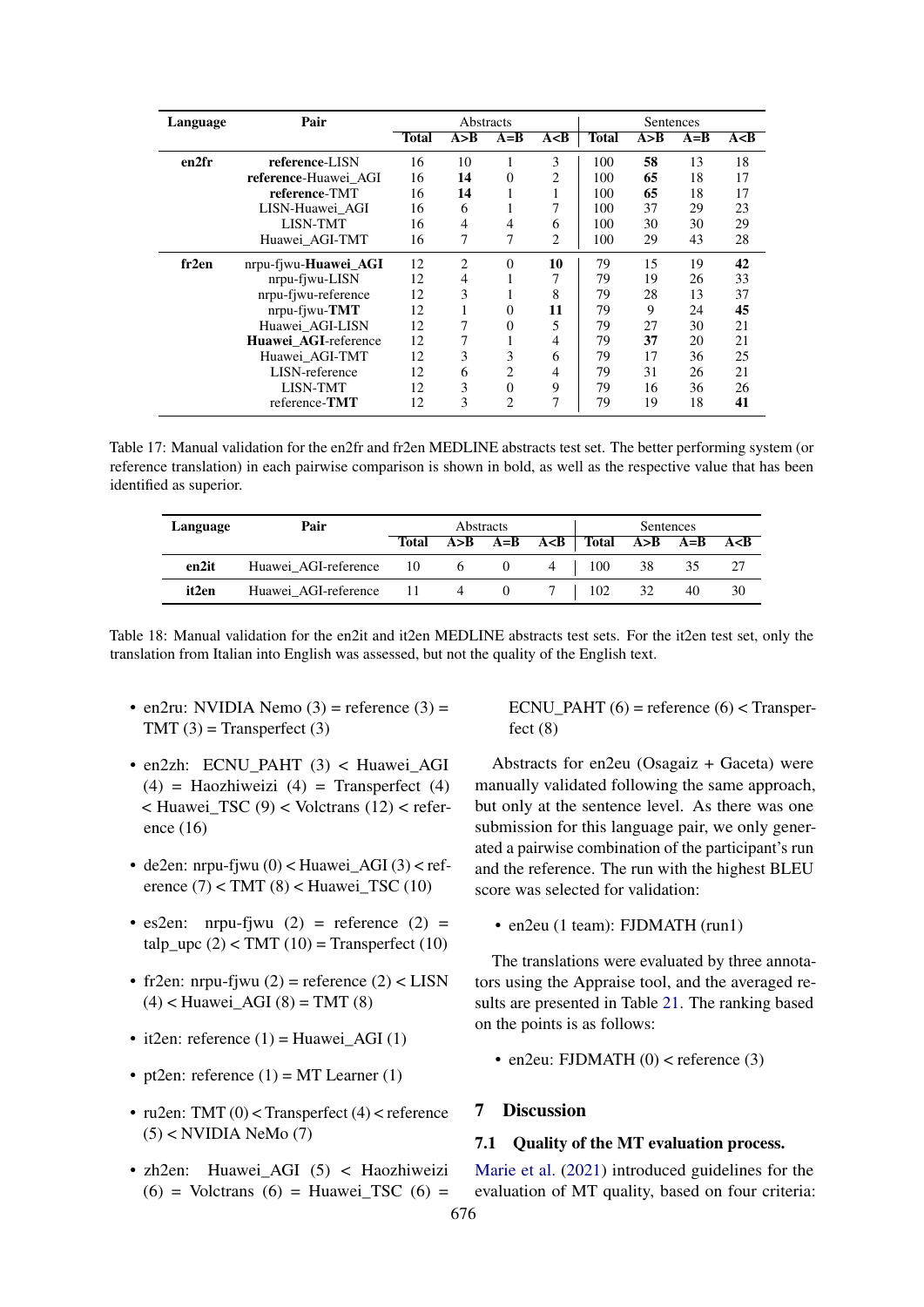| Language | Pair | Abstracts | | | | Sentences | | | |
|---|---|---|---|---|---|---|---|---|---|
| | | Total | A>B | A=B | A<B | Total | A>B | A=B | A<B |
| en2fr | **reference**-LISN | 16 | 10 | 1 | 3 | 100 | **58** | 13 | 18 |
| | **reference**-Huawei_AGI | 16 | **14** | 0 | 2 | 100 | **65** | 18 | 17 |
| | **reference**-TMT | 16 | **14** | 1 | 1 | 100 | **65** | 18 | 17 |
| | LISN-Huawei_AGI | 16 | 6 | 1 | 7 | 100 | 37 | 29 | 23 |
| | LISN-TMT | 16 | 4 | 4 | 6 | 100 | 30 | 30 | 29 |
| | Huawei_AGI-TMT | 16 | 7 | 7 | 2 | 100 | 29 | 43 | 28 |
| fr2en | nrpu-fjwu-**Huawei_AGI** | 12 | 2 | 0 | **10** | 79 | 15 | 19 | **42** |
| | nrpu-fjwu-LISN | 12 | 4 | 1 | 7 | 79 | 19 | 26 | 33 |
| | nrpu-fjwu-reference | 12 | 3 | 1 | 8 | 79 | 28 | 13 | 37 |
| | nrpu-fjwu-**TMT** | 12 | 1 | 0 | **11** | 79 | 9 | 24 | **45** |
| | Huawei_AGI-LISN | 12 | 7 | 0 | 5 | 79 | 27 | 30 | 21 |
| | **Huawei_AGI**-reference | 12 | 7 | 1 | 4 | 79 | **37** | 20 | 21 |
| | Huawei_AGI-TMT | 12 | 3 | 3 | 6 | 79 | 17 | 36 | 25 |
| | LISN-reference | 12 | 6 | 2 | 4 | 79 | 31 | 26 | 21 |
| | LISN-TMT | 12 | 3 | 0 | 9 | 79 | 16 | 36 | 26 |
| | reference-**TMT** | 12 | 3 | 2 | 7 | 79 | 19 | 18 | **41** |

Table 17: Manual validation for the en2fr and fr2en MEDLINE abstracts test set. The better performing system (or reference translation) in each pairwise comparison is shown in bold, as well as the respective value that has been identified as superior.

| Language | Pair | Abstracts | | | | Sentences | | | |
|---|---|---|---|---|---|---|---|---|---|
| | | Total | A>B | A=B | A<B | Total | A>B | A=B | A<B |
| en2it | Huawei_AGI-reference | 10 | 6 | 0 | 4 | 100 | 38 | 35 | 27 |
| it2en | Huawei_AGI-reference | 11 | 4 | 0 | 7 | 102 | 32 | 40 | 30 |

Table 18: Manual validation for the en2it and it2en MEDLINE abstracts test sets. For the it2en test set, only the translation from Italian into English was assessed, but not the quality of the English text.

- en2ru: NVIDIA Nemo (3) = reference (3) = TMT (3) = Transperfect (3)
- en2zh: ECNU_PAHT (3) < Huawei_AGI (4) = Haozhiweizi (4) = Transperfect (4) < Huawei_TSC (9) < Volctrans (12) < reference (16)
- de2en: nrpu-fjwu (0) < Huawei_AGI (3) < reference (7) < TMT (8) < Huawei_TSC (10)
- es2en: nrpu-fjwu (2) = reference (2) = talp_upc (2) < TMT (10) = Transperfect (10)
- fr2en: nrpu-fjwu (2) = reference (2) < LISN (4) < Huawei_AGI (8) = TMT (8)
- it2en: reference (1) = Huawei_AGI (1)
- pt2en: reference (1) = MT Learner (1)
- ru2en: TMT (0) < Transperfect (4) < reference (5) < NVIDIA NeMo (7)
- zh2en: Huawei_AGI (5) < Haozhiweizi (6) = Volctrans (6) = Huawei_TSC (6) = ECNU_PAHT (6) = reference (6) < Transperfect (8)

Abstracts for en2eu (Osagaiz + Gaceta) were manually validated following the same approach, but only at the sentence level. As there was one submission for this language pair, we only generated a pairwise combination of the participant's run and the reference. The run with the highest BLEU score was selected for validation:

- en2eu (1 team): FJDMATH (run1)

The translations were evaluated by three annotators using the Appraise tool, and the averaged results are presented in Table 21. The ranking based on the points is as follows:

- en2eu: FJDMATH (0) < reference (3)

## 7 Discussion

### 7.1 Quality of the MT evaluation process.

Marie et al. (2021) introduced guidelines for the evaluation of MT quality, based on four criteria: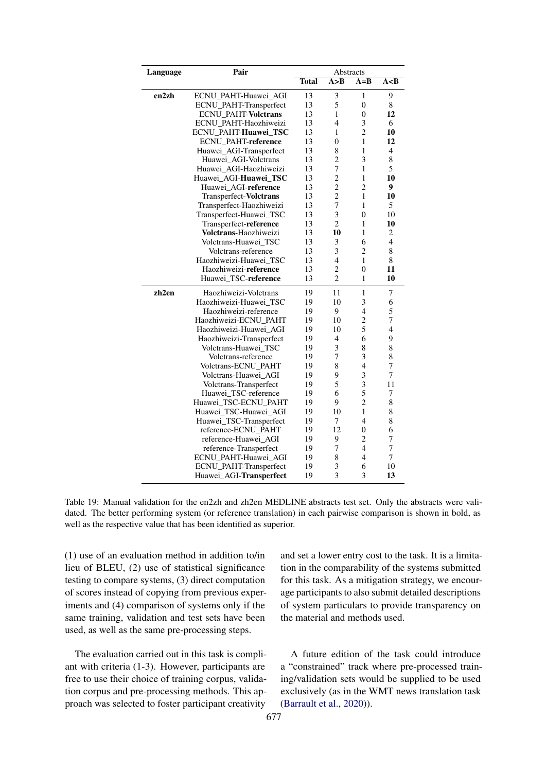| Language | Pair | Abstracts | | | |
|---|---|---|---|---|---|
| | | Total | A>B | A=B | A<B |
| **en2zh** | ECNU_PAHT-Huawei_AGI | 13 | 3 | 1 | 9 |
| | ECNU_PAHT-Transperfect | 13 | 5 | 0 | 8 |
| | ECNU_PAHT-**Volctrans** | 13 | 1 | 0 | **12** |
| | ECNU_PAHT-Haozhiweizi | 13 | 4 | 3 | 6 |
| | ECNU_PAHT-**Huawei_TSC** | 13 | 1 | 2 | **10** |
| | ECNU_PAHT-**reference** | 13 | 0 | 1 | **12** |
| | Huawei_AGI-Transperfect | 13 | 8 | 1 | 4 |
| | Huawei_AGI-Volctrans | 13 | 2 | 3 | 8 |
| | Huawei_AGI-Haozhiweizi | 13 | 7 | 1 | 5 |
| | Huawei_AGI-**Huawei_TSC** | 13 | 2 | 1 | **10** |
| | Huawei_AGI-**reference** | 13 | 2 | 2 | **9** |
| | Transperfect-**Volctrans** | 13 | 2 | 1 | **10** |
| | Transperfect-Haozhiweizi | 13 | 7 | 1 | 5 |
| | Transperfect-Huawei_TSC | 13 | 3 | 0 | 10 |
| | Transperfect-**reference** | 13 | 2 | 1 | **10** |
| | **Volctrans**-Haozhiweizi | 13 | **10** | 1 | 2 |
| | Volctrans-Huawei_TSC | 13 | 3 | 6 | 4 |
| | Volctrans-reference | 13 | 3 | 2 | 8 |
| | Haozhiweizi-Huawei_TSC | 13 | 4 | 1 | 8 |
| | Haozhiweizi-**reference** | 13 | 2 | 0 | **11** |
| | Huawei_TSC-**reference** | 13 | 2 | 1 | **10** |
| **zh2en** | Haozhiweizi-Volctrans | 19 | 11 | 1 | 7 |
| | Haozhiweizi-Huawei_TSC | 19 | 10 | 3 | 6 |
| | Haozhiweizi-reference | 19 | 9 | 4 | 5 |
| | Haozhiweizi-ECNU_PAHT | 19 | 10 | 2 | 7 |
| | Haozhiweizi-Huawei_AGI | 19 | 10 | 5 | 4 |
| | Haozhiweizi-Transperfect | 19 | 4 | 6 | 9 |
| | Volctrans-Huawei_TSC | 19 | 3 | 8 | 8 |
| | Volctrans-reference | 19 | 7 | 3 | 8 |
| | Volctrans-ECNU_PAHT | 19 | 8 | 4 | 7 |
| | Volctrans-Huawei_AGI | 19 | 9 | 3 | 7 |
| | Volctrans-Transperfect | 19 | 5 | 3 | 11 |
| | Huawei_TSC-reference | 19 | 6 | 5 | 7 |
| | Huawei_TSC-ECNU_PAHT | 19 | 9 | 2 | 8 |
| | Huawei_TSC-Huawei_AGI | 19 | 10 | 1 | 8 |
| | Huawei_TSC-Transperfect | 19 | 7 | 4 | 8 |
| | reference-ECNU_PAHT | 19 | 12 | 0 | 6 |
| | reference-Huawei_AGI | 19 | 9 | 2 | 7 |
| | reference-Transperfect | 19 | 7 | 4 | 7 |
| | ECNU_PAHT-Huawei_AGI | 19 | 8 | 4 | 7 |
| | ECNU_PAHT-Transperfect | 19 | 3 | 6 | 10 |
| | Huawei_AGI-**Transperfect** | 19 | 3 | 3 | **13** |

Table 19: Manual validation for the en2zh and zh2en MEDLINE abstracts test set. Only the abstracts were validated. The better performing system (or reference translation) in each pairwise comparison is shown in bold, as well as the respective value that has been identified as superior.

(1) use of an evaluation method in addition to/in lieu of BLEU, (2) use of statistical significance testing to compare systems, (3) direct computation of scores instead of copying from previous experiments and (4) comparison of systems only if the same training, validation and test sets have been used, as well as the same pre-processing steps.

The evaluation carried out in this task is compliant with criteria (1-3). However, participants are free to use their choice of training corpus, validation corpus and pre-processing methods. This approach was selected to foster participant creativity and set a lower entry cost to the task. It is a limitation in the comparability of the systems submitted for this task. As a mitigation strategy, we encourage participants to also submit detailed descriptions of system particulars to provide transparency on the material and methods used.

A future edition of the task could introduce a "constrained" track where pre-processed training/validation sets would be supplied to be used exclusively (as in the WMT news translation task (Barrault et al., 2020)).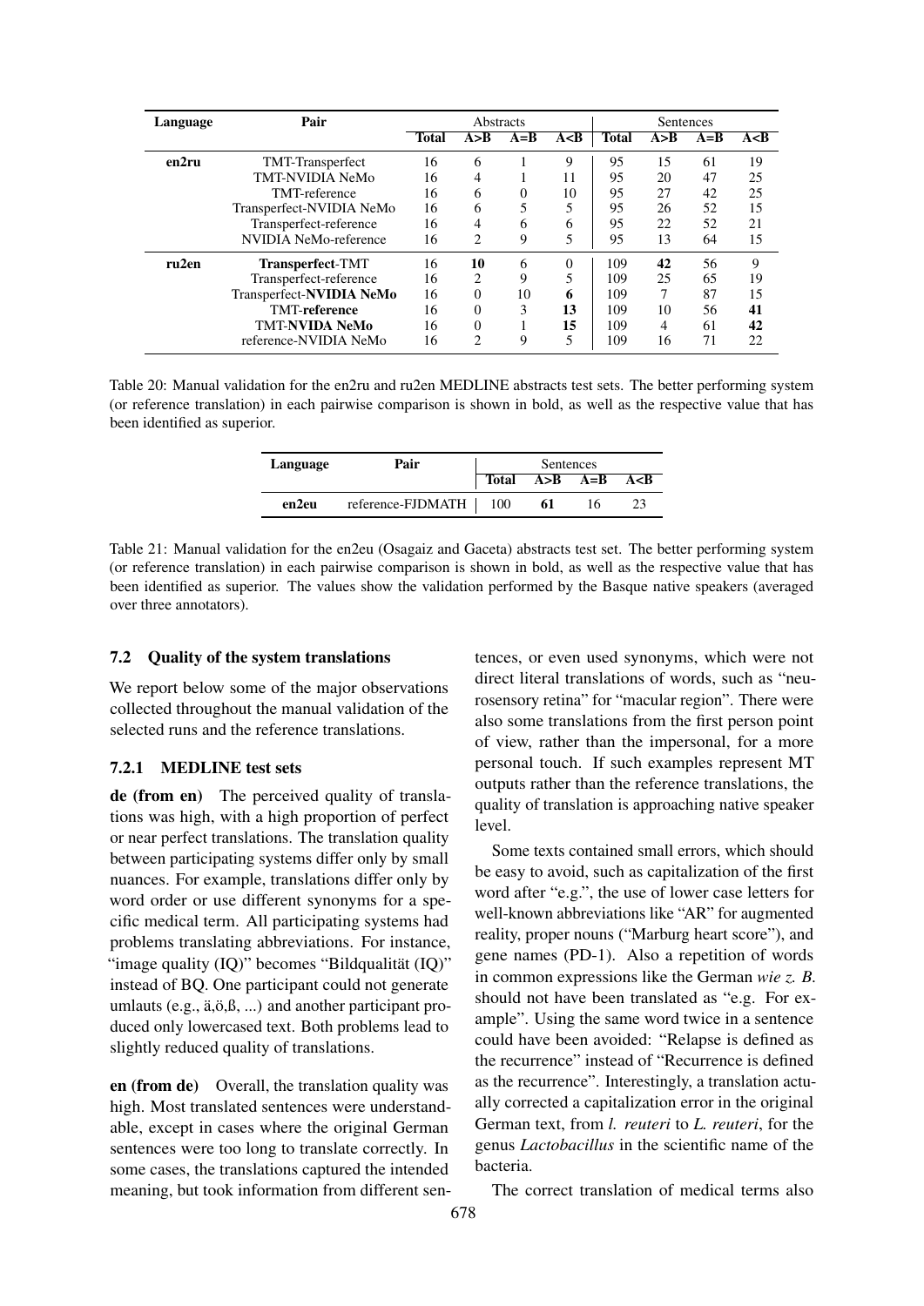| Language | Pair | Abstracts | | | | Sentences | | | |
|---|---|---|---|---|---|---|---|---|---|
| | | Total | A>B | A=B | A<B | Total | A>B | A=B | A<B |
| en2ru | TMT-Transperfect | 16 | 6 | 1 | 9 | 95 | 15 | 61 | 19 |
| | TMT-NVIDIA NeMo | 16 | 4 | 1 | 11 | 95 | 20 | 47 | 25 |
| | TMT-reference | 16 | 6 | 0 | 10 | 95 | 27 | 42 | 25 |
| | Transperfect-NVIDIA NeMo | 16 | 6 | 5 | 5 | 95 | 26 | 52 | 15 |
| | Transperfect-reference | 16 | 4 | 6 | 6 | 95 | 22 | 52 | 21 |
| | NVIDIA NeMo-reference | 16 | 2 | 9 | 5 | 95 | 13 | 64 | 15 |
| ru2en | **Transperfect**-TMT | 16 | **10** | 6 | 0 | 109 | **42** | 56 | 9 |
| | Transperfect-reference | 16 | 2 | 9 | 5 | 109 | 25 | 65 | 19 |
| | Transperfect-**NVIDIA NeMo** | 16 | 0 | 10 | **6** | 109 | 7 | 87 | 15 |
| | TMT-**reference** | 16 | 0 | 3 | **13** | 109 | 10 | 56 | **41** |
| | TMT-**NVIDA NeMo** | 16 | 0 | 1 | **15** | 109 | 4 | 61 | **42** |
| | reference-NVIDIA NeMo | 16 | 2 | 9 | 5 | 109 | 16 | 71 | 22 |

Table 20: Manual validation for the en2ru and ru2en MEDLINE abstracts test sets. The better performing system (or reference translation) in each pairwise comparison is shown in bold, as well as the respective value that has been identified as superior.

| Language | Pair | Sentences | | | |
|---|---|---|---|---|---|
| | | Total | A>B | A=B | A<B |
| en2eu | reference-FJDMATH | 100 | **61** | 16 | 23 |

Table 21: Manual validation for the en2eu (Osagaiz and Gaceta) abstracts test set. The better performing system (or reference translation) in each pairwise comparison is shown in bold, as well as the respective value that has been identified as superior. The values show the validation performed by the Basque native speakers (averaged over three annotators).

### 7.2 Quality of the system translations

We report below some of the major observations collected throughout the manual validation of the selected runs and the reference translations.

#### 7.2.1 MEDLINE test sets

**de (from en)** The perceived quality of translations was high, with a high proportion of perfect or near perfect translations. The translation quality between participating systems differ only by small nuances. For example, translations differ only by word order or use different synonyms for a specific medical term. All participating systems had problems translating abbreviations. For instance, "image quality (IQ)" becomes "Bildqualität (IQ)" instead of BQ. One participant could not generate umlauts (e.g., ä,ö,ß, ...) and another participant produced only lowercased text. Both problems lead to slightly reduced quality of translations.

**en (from de)** Overall, the translation quality was high. Most translated sentences were understandable, except in cases where the original German sentences were too long to translate correctly. In some cases, the translations captured the intended meaning, but took information from different sentences, or even used synonyms, which were not direct literal translations of words, such as "neurosensory retina" for "macular region". There were also some translations from the first person point of view, rather than the impersonal, for a more personal touch. If such examples represent MT outputs rather than the reference translations, the quality of translation is approaching native speaker level.

Some texts contained small errors, which should be easy to avoid, such as capitalization of the first word after "e.g.", the use of lower case letters for well-known abbreviations like "AR" for augmented reality, proper nouns ("Marburg heart score"), and gene names (PD-1). Also a repetition of words in common expressions like the German *wie z. B.* should not have been translated as "e.g. For example". Using the same word twice in a sentence could have been avoided: "Relapse is defined as the recurrence" instead of "Recurrence is defined as the recurrence". Interestingly, a translation actually corrected a capitalization error in the original German text, from *l. reuteri* to *L. reuteri*, for the genus *Lactobacillus* in the scientific name of the bacteria.

The correct translation of medical terms also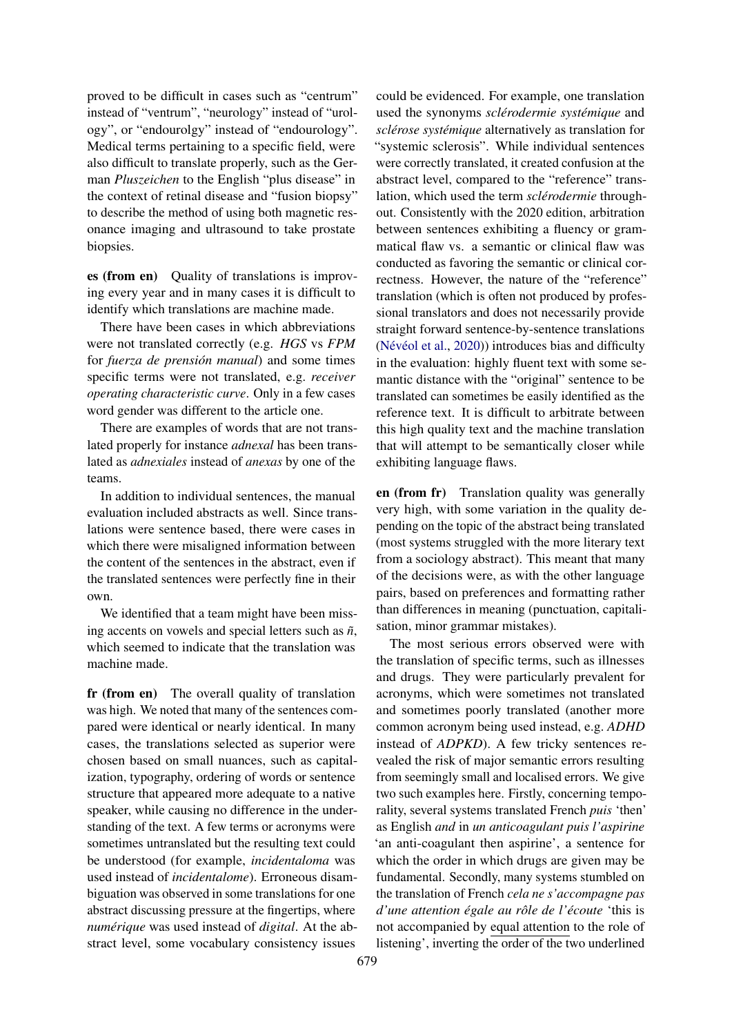proved to be difficult in cases such as "centrum" instead of "ventrum", "neurology" instead of "urology", or "endourolgy" instead of "endourology". Medical terms pertaining to a specific field, were also difficult to translate properly, such as the German *Pluszeichen* to the English "plus disease" in the context of retinal disease and "fusion biopsy" to describe the method of using both magnetic resonance imaging and ultrasound to take prostate biopsies.

**es (from en)** Quality of translations is improving every year and in many cases it is difficult to identify which translations are machine made.

There have been cases in which abbreviations were not translated correctly (e.g. *HGS* vs *FPM* for *fuerza de prensión manual*) and some times specific terms were not translated, e.g. *receiver operating characteristic curve*. Only in a few cases word gender was different to the article one.

There are examples of words that are not translated properly for instance *adnexal* has been translated as *adnexiales* instead of *anexas* by one of the teams.

In addition to individual sentences, the manual evaluation included abstracts as well. Since translations were sentence based, there were cases in which there were misaligned information between the content of the sentences in the abstract, even if the translated sentences were perfectly fine in their own.

We identified that a team might have been missing accents on vowels and special letters such as *ñ*, which seemed to indicate that the translation was machine made.

**fr (from en)** The overall quality of translation was high. We noted that many of the sentences compared were identical or nearly identical. In many cases, the translations selected as superior were chosen based on small nuances, such as capitalization, typography, ordering of words or sentence structure that appeared more adequate to a native speaker, while causing no difference in the understanding of the text. A few terms or acronyms were sometimes untranslated but the resulting text could be understood (for example, *incidentaloma* was used instead of *incidentalome*). Erroneous disambiguation was observed in some translations for one abstract discussing pressure at the fingertips, where *numérique* was used instead of *digital*. At the abstract level, some vocabulary consistency issues could be evidenced. For example, one translation used the synonyms *sclérodermie systémique* and *sclérose systémique* alternatively as translation for "systemic sclerosis". While individual sentences were correctly translated, it created confusion at the abstract level, compared to the "reference" translation, which used the term *sclérodermie* throughout. Consistently with the 2020 edition, arbitration between sentences exhibiting a fluency or grammatical flaw vs. a semantic or clinical flaw was conducted as favoring the semantic or clinical correctness. However, the nature of the "reference" translation (which is often not produced by professional translators and does not necessarily provide straight forward sentence-by-sentence translations (Névéol et al., 2020)) introduces bias and difficulty in the evaluation: highly fluent text with some semantic distance with the "original" sentence to be translated can sometimes be easily identified as the reference text. It is difficult to arbitrate between this high quality text and the machine translation that will attempt to be semantically closer while exhibiting language flaws.

**en (from fr)** Translation quality was generally very high, with some variation in the quality depending on the topic of the abstract being translated (most systems struggled with the more literary text from a sociology abstract). This meant that many of the decisions were, as with the other language pairs, based on preferences and formatting rather than differences in meaning (punctuation, capitalisation, minor grammar mistakes).

The most serious errors observed were with the translation of specific terms, such as illnesses and drugs. They were particularly prevalent for acronyms, which were sometimes not translated and sometimes poorly translated (another more common acronym being used instead, e.g. *ADHD* instead of *ADPKD*). A few tricky sentences revealed the risk of major semantic errors resulting from seemingly small and localised errors. We give two such examples here. Firstly, concerning temporality, several systems translated French *puis* 'then' as English *and* in *un anticoagulant puis l'aspirine* 'an anti-coagulant then aspirine', a sentence for which the order in which drugs are given may be fundamental. Secondly, many systems stumbled on the translation of French *cela ne s'accompagne pas d'une attention égale au rôle de l'écoute* 'this is not accompanied by equal attention to the role of listening', inverting the order of the two underlined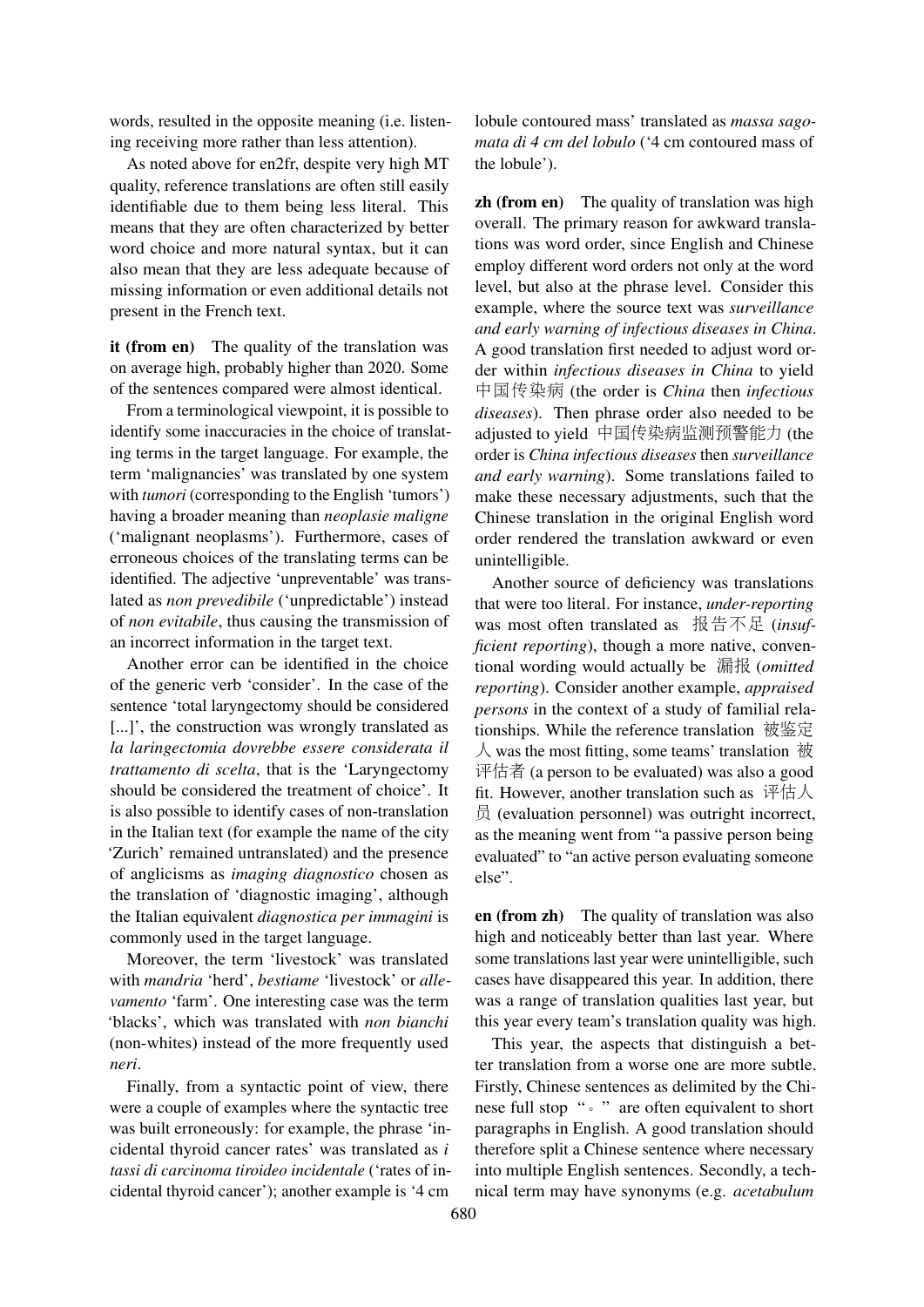words, resulted in the opposite meaning (i.e. listening receiving more rather than less attention).

As noted above for en2fr, despite very high MT quality, reference translations are often still easily identifiable due to them being less literal. This means that they are often characterized by better word choice and more natural syntax, but it can also mean that they are less adequate because of missing information or even additional details not present in the French text.

**it (from en)** The quality of the translation was on average high, probably higher than 2020. Some of the sentences compared were almost identical.

From a terminological viewpoint, it is possible to identify some inaccuracies in the choice of translating terms in the target language. For example, the term 'malignancies' was translated by one system with *tumori* (corresponding to the English 'tumors') having a broader meaning than *neoplasie maligne* ('malignant neoplasms'). Furthermore, cases of erroneous choices of the translating terms can be identified. The adjective 'unpreventable' was translated as *non prevedibile* ('unpredictable') instead of *non evitabile*, thus causing the transmission of an incorrect information in the target text.

Another error can be identified in the choice of the generic verb 'consider'. In the case of the sentence 'total laryngectomy should be considered [...]', the construction was wrongly translated as *la laringectomia dovrebbe essere considerata il trattamento di scelta*, that is the 'Laryngectomy should be considered the treatment of choice'. It is also possible to identify cases of non-translation in the Italian text (for example the name of the city 'Zurich' remained untranslated) and the presence of anglicisms as *imaging diagnostico* chosen as the translation of 'diagnostic imaging', although the Italian equivalent *diagnostica per immagini* is commonly used in the target language.

Moreover, the term 'livestock' was translated with *mandria* 'herd', *bestiame* 'livestock' or *allevamento* 'farm'. One interesting case was the term 'blacks', which was translated with *non bianchi* (non-whites) instead of the more frequently used *neri*.

Finally, from a syntactic point of view, there were a couple of examples where the syntactic tree was built erroneously: for example, the phrase 'incidental thyroid cancer rates' was translated as *i tassi di carcinoma tiroideo incidentale* ('rates of incidental thyroid cancer'); another example is '4 cm lobule contoured mass' translated as *massa sagomata di 4 cm del lobulo* ('4 cm contoured mass of the lobule').

**zh (from en)** The quality of translation was high overall. The primary reason for awkward translations was word order, since English and Chinese employ different word orders not only at the word level, but also at the phrase level. Consider this example, where the source text was *surveillance and early warning of infectious diseases in China*. A good translation first needed to adjust word order within *infectious diseases in China* to yield 中国传染病 (the order is *China* then *infectious diseases*). Then phrase order also needed to be adjusted to yield 中国传染病监测预警能力 (the order is *China infectious diseases* then *surveillance and early warning*). Some translations failed to make these necessary adjustments, such that the Chinese translation in the original English word order rendered the translation awkward or even unintelligible.

Another source of deficiency was translations that were too literal. For instance, *under-reporting* was most often translated as 报告不足 (*insufficient reporting*), though a more native, conventional wording would actually be 漏报 (*omitted reporting*). Consider another example, *appraised persons* in the context of a study of familial relationships. While the reference translation 被鉴定人 was the most fitting, some teams' translation 被评估者 (a person to be evaluated) was also a good fit. However, another translation such as 评估人员 (evaluation personnel) was outright incorrect, as the meaning went from "a passive person being evaluated" to "an active person evaluating someone else".

**en (from zh)** The quality of translation was also high and noticeably better than last year. Where some translations last year were unintelligible, such cases have disappeared this year. In addition, there was a range of translation qualities last year, but this year every team's translation quality was high.

This year, the aspects that distinguish a better translation from a worse one are more subtle. Firstly, Chinese sentences as delimited by the Chinese full stop "。" are often equivalent to short paragraphs in English. A good translation should therefore split a Chinese sentence where necessary into multiple English sentences. Secondly, a technical term may have synonyms (e.g. *acetabulum*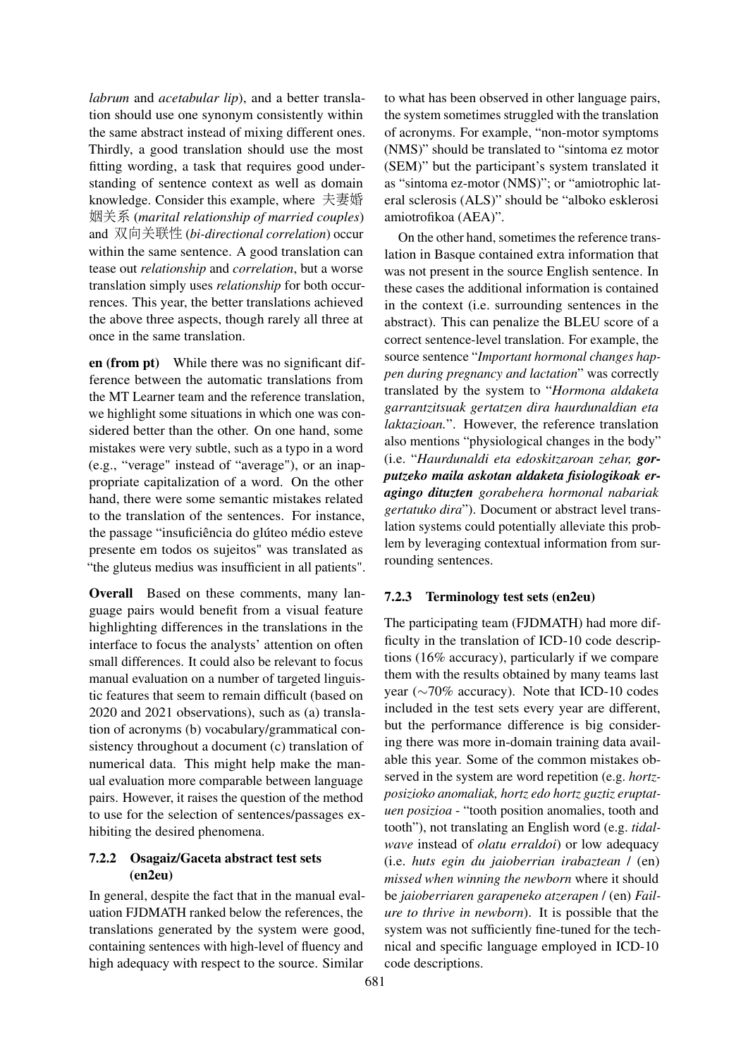*labrum* and *acetabular lip*), and a better translation should use one synonym consistently within the same abstract instead of mixing different ones. Thirdly, a good translation should use the most fitting wording, a task that requires good understanding of sentence context as well as domain knowledge. Consider this example, where 夫妻婚姻关系 (*marital relationship of married couples*) and 双向关联性 (*bi-directional correlation*) occur within the same sentence. A good translation can tease out *relationship* and *correlation*, but a worse translation simply uses *relationship* for both occurrences. This year, the better translations achieved the above three aspects, though rarely all three at once in the same translation.

**en (from pt)** While there was no significant difference between the automatic translations from the MT Learner team and the reference translation, we highlight some situations in which one was considered better than the other. On one hand, some mistakes were very subtle, such as a typo in a word (e.g., "verage" instead of "average"), or an inappropriate capitalization of a word. On the other hand, there were some semantic mistakes related to the translation of the sentences. For instance, the passage "insuficiência do glúteo médio esteve presente em todos os sujeitos" was translated as "the gluteus medius was insufficient in all patients".

**Overall** Based on these comments, many language pairs would benefit from a visual feature highlighting differences in the translations in the interface to focus the analysts' attention on often small differences. It could also be relevant to focus manual evaluation on a number of targeted linguistic features that seem to remain difficult (based on 2020 and 2021 observations), such as (a) translation of acronyms (b) vocabulary/grammatical consistency throughout a document (c) translation of numerical data. This might help make the manual evaluation more comparable between language pairs. However, it raises the question of the method to use for the selection of sentences/passages exhibiting the desired phenomena.

#### 7.2.2 Osagaiz/Gaceta abstract test sets (en2eu)

In general, despite the fact that in the manual evaluation FJDMATH ranked below the references, the translations generated by the system were good, containing sentences with high-level of fluency and high adequacy with respect to the source. Similar to what has been observed in other language pairs, the system sometimes struggled with the translation of acronyms. For example, "non-motor symptoms (NMS)" should be translated to "sintoma ez motor (SEM)" but the participant's system translated it as "sintoma ez-motor (NMS)"; or "amiotrophic lateral sclerosis (ALS)" should be "alboko esklerosi amiotrofikoa (AEA)".

On the other hand, sometimes the reference translation in Basque contained extra information that was not present in the source English sentence. In these cases the additional information is contained in the context (i.e. surrounding sentences in the abstract). This can penalize the BLEU score of a correct sentence-level translation. For example, the source sentence "*Important hormonal changes happen during pregnancy and lactation*" was correctly translated by the system to "*Hormona aldaketa garrantzitsuak gertatzen dira haurdunaldian eta laktazioan.*". However, the reference translation also mentions "physiological changes in the body" (i.e. "*Haurdunaldi eta edoskitzaroan zehar, **gorputzeko maila askotan aldaketa fisiologikoak eragingo dituzten** gorabehera hormonal nabariak gertatuko dira*"). Document or abstract level translation systems could potentially alleviate this problem by leveraging contextual information from surrounding sentences.

#### 7.2.3 Terminology test sets (en2eu)

The participating team (FJDMATH) had more difficulty in the translation of ICD-10 code descriptions (16% accuracy), particularly if we compare them with the results obtained by many teams last year (∼70% accuracy). Note that ICD-10 codes included in the test sets every year are different, but the performance difference is big considering there was more in-domain training data available this year. Some of the common mistakes observed in the system are word repetition (e.g. *hortzposizioko anomaliak, hortz edo hortz guztiz eruptatuen posizioa* - "tooth position anomalies, tooth and tooth"), not translating an English word (e.g. *tidalwave* instead of *olatu erraldoi*) or low adequacy (i.e. *huts egin du jaioberrian irabaztean* / (en) *missed when winning the newborn* where it should be *jaioberriaren garapeneko atzerapen* / (en) *Failure to thrive in newborn*). It is possible that the system was not sufficiently fine-tuned for the technical and specific language employed in ICD-10 code descriptions.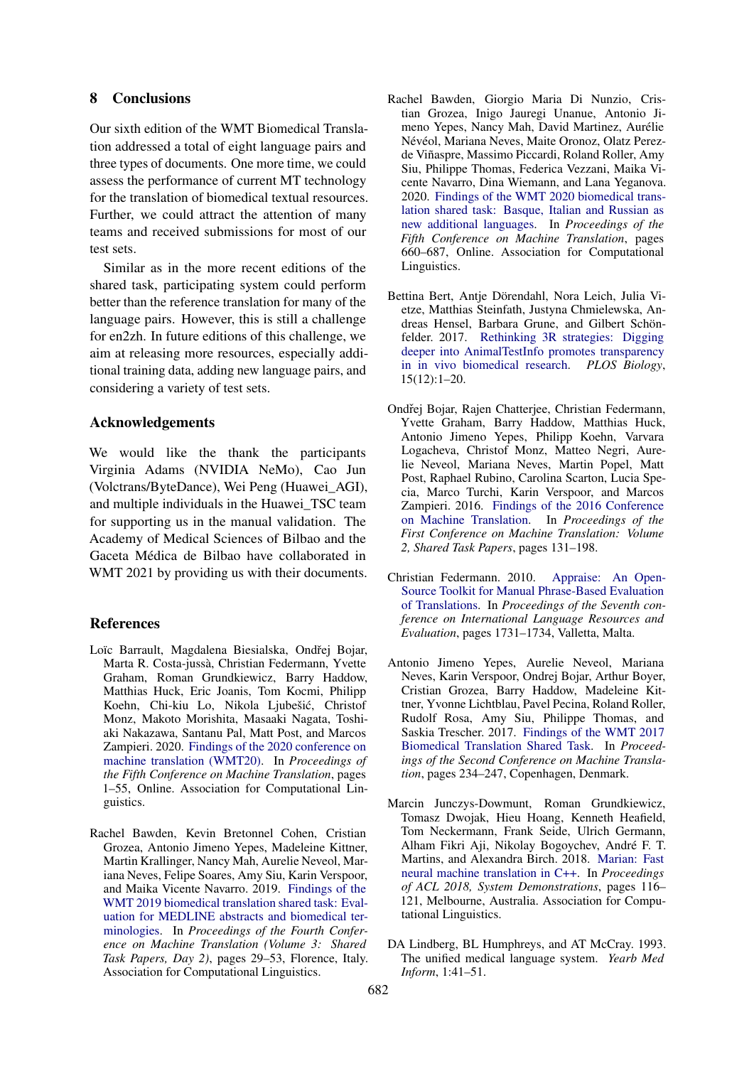## 8 Conclusions

Our sixth edition of the WMT Biomedical Translation addressed a total of eight language pairs and three types of documents. One more time, we could assess the performance of current MT technology for the translation of biomedical textual resources. Further, we could attract the attention of many teams and received submissions for most of our test sets.

Similar as in the more recent editions of the shared task, participating system could perform better than the reference translation for many of the language pairs. However, this is still a challenge for en2zh. In future editions of this challenge, we aim at releasing more resources, especially additional training data, adding new language pairs, and considering a variety of test sets.

## Acknowledgements

We would like the thank the participants Virginia Adams (NVIDIA NeMo), Cao Jun (Volctrans/ByteDance), Wei Peng (Huawei_AGI), and multiple individuals in the Huawei_TSC team for supporting us in the manual validation. The Academy of Medical Sciences of Bilbao and the Gaceta Médica de Bilbao have collaborated in WMT 2021 by providing us with their documents.

## References

Loïc Barrault, Magdalena Biesialska, Ondřej Bojar, Marta R. Costa-jussà, Christian Federmann, Yvette Graham, Roman Grundkiewicz, Barry Haddow, Matthias Huck, Eric Joanis, Tom Kocmi, Philipp Koehn, Chi-kiu Lo, Nikola Ljubešić, Christof Monz, Makoto Morishita, Masaaki Nagata, Toshiaki Nakazawa, Santanu Pal, Matt Post, and Marcos Zampieri. 2020. Findings of the 2020 conference on machine translation (WMT20). In *Proceedings of the Fifth Conference on Machine Translation*, pages 1–55, Online. Association for Computational Linguistics.

Rachel Bawden, Kevin Bretonnel Cohen, Cristian Grozea, Antonio Jimeno Yepes, Madeleine Kittner, Martin Krallinger, Nancy Mah, Aurelie Neveol, Mariana Neves, Felipe Soares, Amy Siu, Karin Verspoor, and Maika Vicente Navarro. 2019. Findings of the WMT 2019 biomedical translation shared task: Evaluation for MEDLINE abstracts and biomedical terminologies. In *Proceedings of the Fourth Conference on Machine Translation (Volume 3: Shared Task Papers, Day 2)*, pages 29–53, Florence, Italy. Association for Computational Linguistics.

Rachel Bawden, Giorgio Maria Di Nunzio, Cristian Grozea, Inigo Jauregi Unanue, Antonio Jimeno Yepes, Nancy Mah, David Martinez, Aurélie Névéol, Mariana Neves, Maite Oronoz, Olatz Perez-de Viñaspre, Massimo Piccardi, Roland Roller, Amy Siu, Philippe Thomas, Federica Vezzani, Maika Vicente Navarro, Dina Wiemann, and Lana Yeganova. 2020. Findings of the WMT 2020 biomedical translation shared task: Basque, Italian and Russian as new additional languages. In *Proceedings of the Fifth Conference on Machine Translation*, pages 660–687, Online. Association for Computational Linguistics.

Bettina Bert, Antje Dörendahl, Nora Leich, Julia Vietze, Matthias Steinfath, Justyna Chmielewska, Andreas Hensel, Barbara Grune, and Gilbert Schönfelder. 2017. Rethinking 3R strategies: Digging deeper into AnimalTestInfo promotes transparency in in vivo biomedical research. *PLOS Biology*, 15(12):1–20.

Ondřej Bojar, Rajen Chatterjee, Christian Federmann, Yvette Graham, Barry Haddow, Matthias Huck, Antonio Jimeno Yepes, Philipp Koehn, Varvara Logacheva, Christof Monz, Matteo Negri, Aurelie Neveol, Mariana Neves, Martin Popel, Matt Post, Raphael Rubino, Carolina Scarton, Lucia Specia, Marco Turchi, Karin Verspoor, and Marcos Zampieri. 2016. Findings of the 2016 Conference on Machine Translation. In *Proceedings of the First Conference on Machine Translation: Volume 2, Shared Task Papers*, pages 131–198.

Christian Federmann. 2010. Appraise: An Open-Source Toolkit for Manual Phrase-Based Evaluation of Translations. In *Proceedings of the Seventh conference on International Language Resources and Evaluation*, pages 1731–1734, Valletta, Malta.

Antonio Jimeno Yepes, Aurelie Neveol, Mariana Neves, Karin Verspoor, Ondrej Bojar, Arthur Boyer, Cristian Grozea, Barry Haddow, Madeleine Kittner, Yvonne Lichtblau, Pavel Pecina, Roland Roller, Rudolf Rosa, Amy Siu, Philippe Thomas, and Saskia Trescher. 2017. Findings of the WMT 2017 Biomedical Translation Shared Task. In *Proceedings of the Second Conference on Machine Translation*, pages 234–247, Copenhagen, Denmark.

Marcin Junczys-Dowmunt, Roman Grundkiewicz, Tomasz Dwojak, Hieu Hoang, Kenneth Heafield, Tom Neckermann, Frank Seide, Ulrich Germann, Alham Fikri Aji, Nikolay Bogoychev, André F. T. Martins, and Alexandra Birch. 2018. Marian: Fast neural machine translation in C++. In *Proceedings of ACL 2018, System Demonstrations*, pages 116–121, Melbourne, Australia. Association for Computational Linguistics.

DA Lindberg, BL Humphreys, and AT McCray. 1993. The unified medical language system. *Yearb Med Inform*, 1:41–51.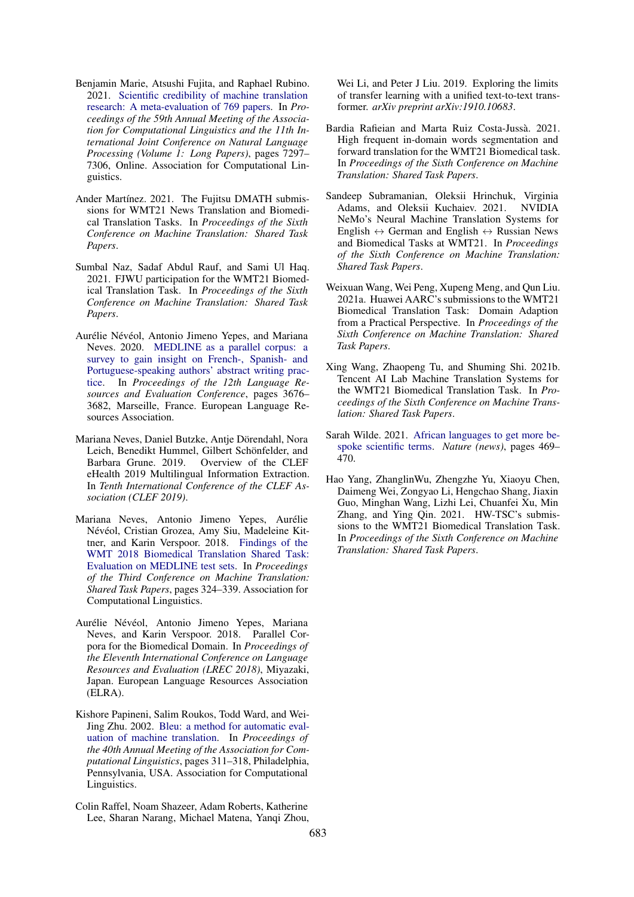Benjamin Marie, Atsushi Fujita, and Raphael Rubino. 2021. Scientific credibility of machine translation research: A meta-evaluation of 769 papers. In *Proceedings of the 59th Annual Meeting of the Association for Computational Linguistics and the 11th International Joint Conference on Natural Language Processing (Volume 1: Long Papers)*, pages 7297–7306, Online. Association for Computational Linguistics.

Ander Martínez. 2021. The Fujitsu DMATH submissions for WMT21 News Translation and Biomedical Translation Tasks. In *Proceedings of the Sixth Conference on Machine Translation: Shared Task Papers*.

Sumbal Naz, Sadaf Abdul Rauf, and Sami Ul Haq. 2021. FJWU participation for the WMT21 Biomedical Translation Task. In *Proceedings of the Sixth Conference on Machine Translation: Shared Task Papers*.

Aurélie Névéol, Antonio Jimeno Yepes, and Mariana Neves. 2020. MEDLINE as a parallel corpus: a survey to gain insight on French-, Spanish- and Portuguese-speaking authors' abstract writing practice. In *Proceedings of the 12th Language Resources and Evaluation Conference*, pages 3676–3682, Marseille, France. European Language Resources Association.

Mariana Neves, Daniel Butzke, Antje Dörendahl, Nora Leich, Benedikt Hummel, Gilbert Schönfelder, and Barbara Grune. 2019. Overview of the CLEF eHealth 2019 Multilingual Information Extraction. In *Tenth International Conference of the CLEF Association (CLEF 2019)*.

Mariana Neves, Antonio Jimeno Yepes, Aurélie Névéol, Cristian Grozea, Amy Siu, Madeleine Kittner, and Karin Verspoor. 2018. Findings of the WMT 2018 Biomedical Translation Shared Task: Evaluation on MEDLINE test sets. In *Proceedings of the Third Conference on Machine Translation: Shared Task Papers*, pages 324–339. Association for Computational Linguistics.

Aurélie Névéol, Antonio Jimeno Yepes, Mariana Neves, and Karin Verspoor. 2018. Parallel Corpora for the Biomedical Domain. In *Proceedings of the Eleventh International Conference on Language Resources and Evaluation (LREC 2018)*, Miyazaki, Japan. European Language Resources Association (ELRA).

Kishore Papineni, Salim Roukos, Todd Ward, and Wei-Jing Zhu. 2002. Bleu: a method for automatic evaluation of machine translation. In *Proceedings of the 40th Annual Meeting of the Association for Computational Linguistics*, pages 311–318, Philadelphia, Pennsylvania, USA. Association for Computational Linguistics.

Colin Raffel, Noam Shazeer, Adam Roberts, Katherine Lee, Sharan Narang, Michael Matena, Yanqi Zhou, Wei Li, and Peter J Liu. 2019. Exploring the limits of transfer learning with a unified text-to-text transformer. *arXiv preprint arXiv:1910.10683*.

Bardia Rafieian and Marta Ruiz Costa-Jussà. 2021. High frequent in-domain words segmentation and forward translation for the WMT21 Biomedical task. In *Proceedings of the Sixth Conference on Machine Translation: Shared Task Papers*.

Sandeep Subramanian, Oleksii Hrinchuk, Virginia Adams, and Oleksii Kuchaiev. 2021. NVIDIA NeMo's Neural Machine Translation Systems for English $\leftrightarrow$ German and English $\leftrightarrow$ Russian News and Biomedical Tasks at WMT21. In *Proceedings of the Sixth Conference on Machine Translation: Shared Task Papers*.

Weixuan Wang, Wei Peng, Xupeng Meng, and Qun Liu. 2021a. Huawei AARC's submissions to the WMT21 Biomedical Translation Task: Domain Adaption from a Practical Perspective. In *Proceedings of the Sixth Conference on Machine Translation: Shared Task Papers*.

Xing Wang, Zhaopeng Tu, and Shuming Shi. 2021b. Tencent AI Lab Machine Translation Systems for the WMT21 Biomedical Translation Task. In *Proceedings of the Sixth Conference on Machine Translation: Shared Task Papers*.

Sarah Wilde. 2021. African languages to get more bespoke scientific terms. *Nature (news)*, pages 469–470.

Hao Yang, ZhanglinWu, Zhengzhe Yu, Xiaoyu Chen, Daimeng Wei, Zongyao Li, Hengchao Shang, Jiaxin Guo, Minghan Wang, Lizhi Lei, Chuanfei Xu, Min Zhang, and Ying Qin. 2021. HW-TSC's submissions to the WMT21 Biomedical Translation Task. In *Proceedings of the Sixth Conference on Machine Translation: Shared Task Papers*.